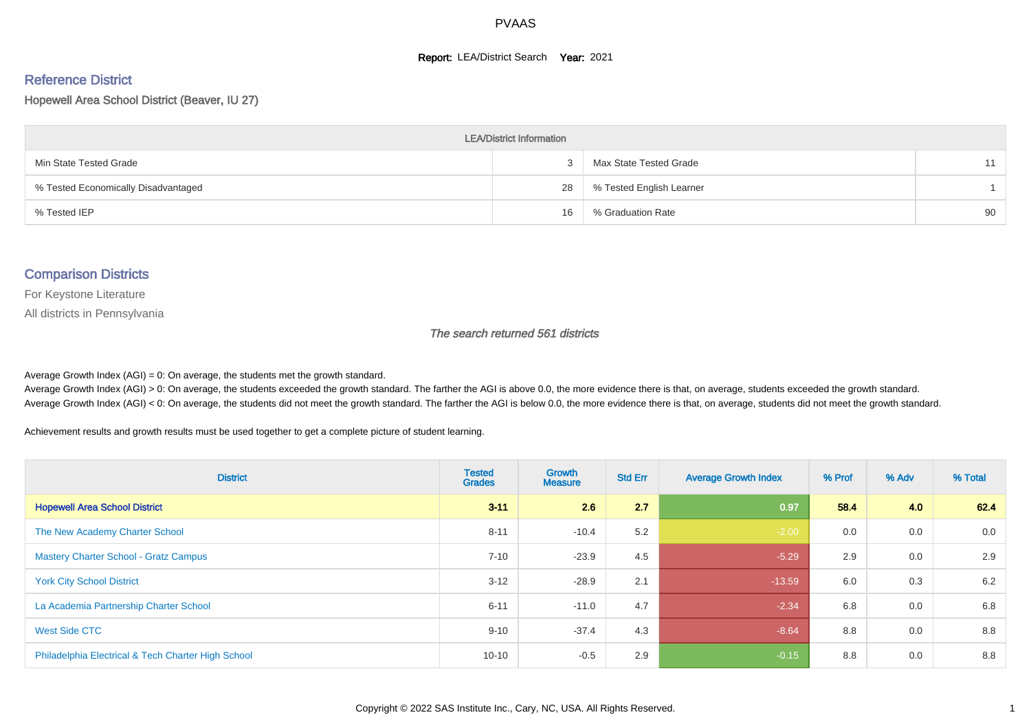PVAAS

**Report:** LEA/District Search **Year:** 2021

## Reference District

Hopewell Area School District (Beaver, IU 27)

| LEA/District Information | | | |
|---|---|---|---|
| Min State Tested Grade | 3 | Max State Tested Grade | 11 |
| % Tested Economically Disadvantaged | 28 | % Tested English Learner | 1 |
| % Tested IEP | 16 | % Graduation Rate | 90 |

## Comparison Districts

For Keystone Literature

All districts in Pennsylvania

*The search returned 561 districts*

Average Growth Index (AGI) = 0: On average, the students met the growth standard.
Average Growth Index (AGI) > 0: On average, the students exceeded the growth standard. The farther the AGI is above 0.0, the more evidence there is that, on average, students exceeded the growth standard.
Average Growth Index (AGI) < 0: On average, the students did not meet the growth standard. The farther the AGI is below 0.0, the more evidence there is that, on average, students did not meet the growth standard.

Achievement results and growth results must be used together to get a complete picture of student learning.

| District | Tested Grades | Growth Measure | Std Err | Average Growth Index | % Prof | % Adv | % Total |
|---|---|---|---|---|---|---|---|
| **Hopewell Area School District** | **3-11** | **2.6** | **2.7** | **0.97** | **58.4** | **4.0** | **62.4** |
| The New Academy Charter School | 8-11 | -10.4 | 5.2 | -2.00 | 0.0 | 0.0 | 0.0 |
| Mastery Charter School - Gratz Campus | 7-10 | -23.9 | 4.5 | -5.29 | 2.9 | 0.0 | 2.9 |
| York City School District | 3-12 | -28.9 | 2.1 | -13.59 | 6.0 | 0.3 | 6.2 |
| La Academia Partnership Charter School | 6-11 | -11.0 | 4.7 | -2.34 | 6.8 | 0.0 | 6.8 |
| West Side CTC | 9-10 | -37.4 | 4.3 | -8.64 | 8.8 | 0.0 | 8.8 |
| Philadelphia Electrical & Tech Charter High School | 10-10 | -0.5 | 2.9 | -0.15 | 8.8 | 0.0 | 8.8 |

Copyright © 2022 SAS Institute Inc., Cary, NC, USA. All Rights Reserved.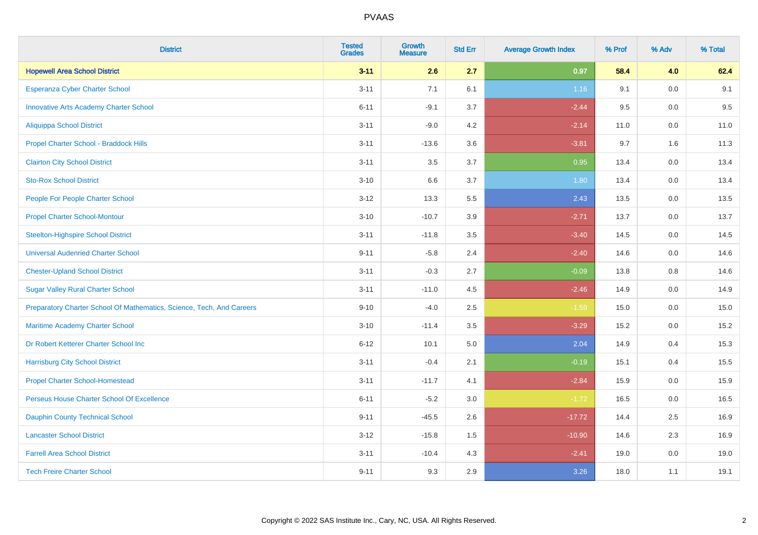# PVAAS

| District | Tested Grades | Growth Measure | Std Err | Average Growth Index | % Prof | % Adv | % Total |
|---|---|---|---|---|---|---|---|
| **Hopewell Area School District** | **3-11** | **2.6** | **2.7** | **0.97** | **58.4** | **4.0** | **62.4** |
| Esperanza Cyber Charter School | 3-11 | 7.1 | 6.1 | 1.16 | 9.1 | 0.0 | 9.1 |
| Innovative Arts Academy Charter School | 6-11 | -9.1 | 3.7 | -2.44 | 9.5 | 0.0 | 9.5 |
| Aliquippa School District | 3-11 | -9.0 | 4.2 | -2.14 | 11.0 | 0.0 | 11.0 |
| Propel Charter School - Braddock Hills | 3-11 | -13.6 | 3.6 | -3.81 | 9.7 | 1.6 | 11.3 |
| Clairton City School District | 3-11 | 3.5 | 3.7 | 0.95 | 13.4 | 0.0 | 13.4 |
| Sto-Rox School District | 3-10 | 6.6 | 3.7 | 1.80 | 13.4 | 0.0 | 13.4 |
| People For People Charter School | 3-12 | 13.3 | 5.5 | 2.43 | 13.5 | 0.0 | 13.5 |
| Propel Charter School-Montour | 3-10 | -10.7 | 3.9 | -2.71 | 13.7 | 0.0 | 13.7 |
| Steelton-Highspire School District | 3-11 | -11.8 | 3.5 | -3.40 | 14.5 | 0.0 | 14.5 |
| Universal Audenried Charter School | 9-11 | -5.8 | 2.4 | -2.40 | 14.6 | 0.0 | 14.6 |
| Chester-Upland School District | 3-11 | -0.3 | 2.7 | -0.09 | 13.8 | 0.8 | 14.6 |
| Sugar Valley Rural Charter School | 3-11 | -11.0 | 4.5 | -2.46 | 14.9 | 0.0 | 14.9 |
| Preparatory Charter School Of Mathematics, Science, Tech, And Careers | 9-10 | -4.0 | 2.5 | -1.59 | 15.0 | 0.0 | 15.0 |
| Maritime Academy Charter School | 3-10 | -11.4 | 3.5 | -3.29 | 15.2 | 0.0 | 15.2 |
| Dr Robert Ketterer Charter School Inc | 6-12 | 10.1 | 5.0 | 2.04 | 14.9 | 0.4 | 15.3 |
| Harrisburg City School District | 3-11 | -0.4 | 2.1 | -0.19 | 15.1 | 0.4 | 15.5 |
| Propel Charter School-Homestead | 3-11 | -11.7 | 4.1 | -2.84 | 15.9 | 0.0 | 15.9 |
| Perseus House Charter School Of Excellence | 6-11 | -5.2 | 3.0 | -1.72 | 16.5 | 0.0 | 16.5 |
| Dauphin County Technical School | 9-11 | -45.5 | 2.6 | -17.72 | 14.4 | 2.5 | 16.9 |
| Lancaster School District | 3-12 | -15.8 | 1.5 | -10.90 | 14.6 | 2.3 | 16.9 |
| Farrell Area School District | 3-11 | -10.4 | 4.3 | -2.41 | 19.0 | 0.0 | 19.0 |
| Tech Freire Charter School | 9-11 | 9.3 | 2.9 | 3.26 | 18.0 | 1.1 | 19.1 |

Copyright © 2022 SAS Institute Inc., Cary, NC, USA. All Rights Reserved.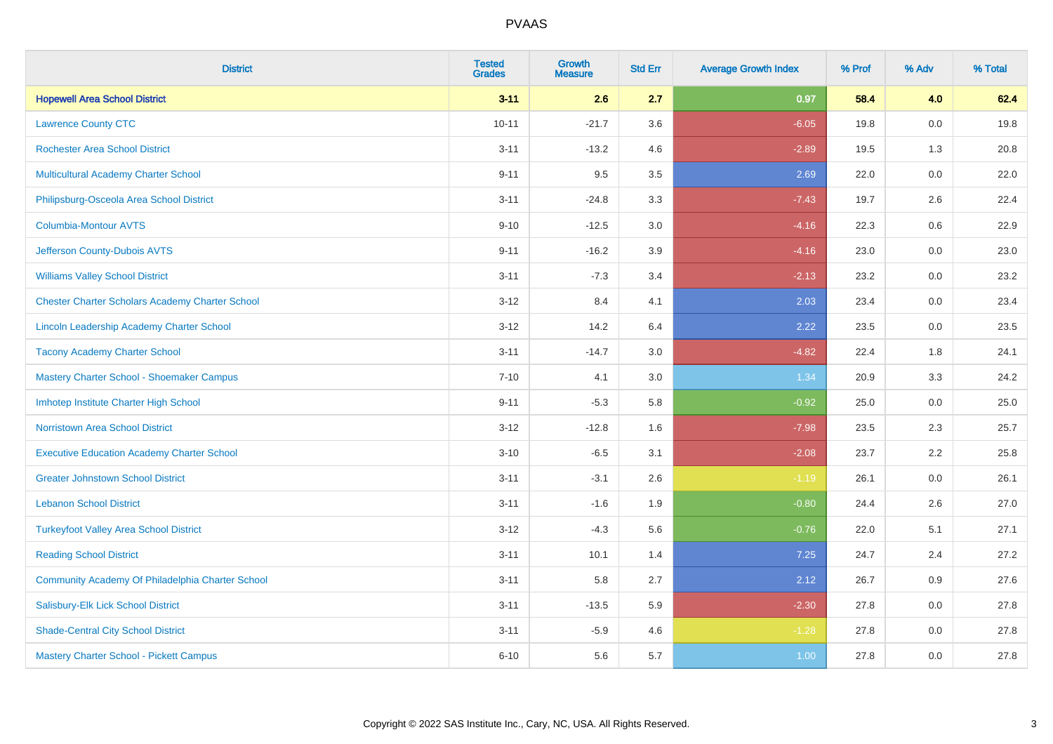# PVAAS

| District | Tested Grades | Growth Measure | Std Err | Average Growth Index | % Prof | % Adv | % Total |
|---|---|---|---|---|---|---|---|
| **Hopewell Area School District** | **3-11** | **2.6** | **2.7** | **0.97** | **58.4** | **4.0** | **62.4** |
| Lawrence County CTC | 10-11 | -21.7 | 3.6 | -6.05 | 19.8 | 0.0 | 19.8 |
| Rochester Area School District | 3-11 | -13.2 | 4.6 | -2.89 | 19.5 | 1.3 | 20.8 |
| Multicultural Academy Charter School | 9-11 | 9.5 | 3.5 | 2.69 | 22.0 | 0.0 | 22.0 |
| Philipsburg-Osceola Area School District | 3-11 | -24.8 | 3.3 | -7.43 | 19.7 | 2.6 | 22.4 |
| Columbia-Montour AVTS | 9-10 | -12.5 | 3.0 | -4.16 | 22.3 | 0.6 | 22.9 |
| Jefferson County-Dubois AVTS | 9-11 | -16.2 | 3.9 | -4.16 | 23.0 | 0.0 | 23.0 |
| Williams Valley School District | 3-11 | -7.3 | 3.4 | -2.13 | 23.2 | 0.0 | 23.2 |
| Chester Charter Scholars Academy Charter School | 3-12 | 8.4 | 4.1 | 2.03 | 23.4 | 0.0 | 23.4 |
| Lincoln Leadership Academy Charter School | 3-12 | 14.2 | 6.4 | 2.22 | 23.5 | 0.0 | 23.5 |
| Tacony Academy Charter School | 3-11 | -14.7 | 3.0 | -4.82 | 22.4 | 1.8 | 24.1 |
| Mastery Charter School - Shoemaker Campus | 7-10 | 4.1 | 3.0 | 1.34 | 20.9 | 3.3 | 24.2 |
| Imhotep Institute Charter High School | 9-11 | -5.3 | 5.8 | -0.92 | 25.0 | 0.0 | 25.0 |
| Norristown Area School District | 3-12 | -12.8 | 1.6 | -7.98 | 23.5 | 2.3 | 25.7 |
| Executive Education Academy Charter School | 3-10 | -6.5 | 3.1 | -2.08 | 23.7 | 2.2 | 25.8 |
| Greater Johnstown School District | 3-11 | -3.1 | 2.6 | -1.19 | 26.1 | 0.0 | 26.1 |
| Lebanon School District | 3-11 | -1.6 | 1.9 | -0.80 | 24.4 | 2.6 | 27.0 |
| Turkeyfoot Valley Area School District | 3-12 | -4.3 | 5.6 | -0.76 | 22.0 | 5.1 | 27.1 |
| Reading School District | 3-11 | 10.1 | 1.4 | 7.25 | 24.7 | 2.4 | 27.2 |
| Community Academy Of Philadelphia Charter School | 3-11 | 5.8 | 2.7 | 2.12 | 26.7 | 0.9 | 27.6 |
| Salisbury-Elk Lick School District | 3-11 | -13.5 | 5.9 | -2.30 | 27.8 | 0.0 | 27.8 |
| Shade-Central City School District | 3-11 | -5.9 | 4.6 | -1.28 | 27.8 | 0.0 | 27.8 |
| Mastery Charter School - Pickett Campus | 6-10 | 5.6 | 5.7 | 1.00 | 27.8 | 0.0 | 27.8 |

Copyright © 2022 SAS Institute Inc., Cary, NC, USA. All Rights Reserved.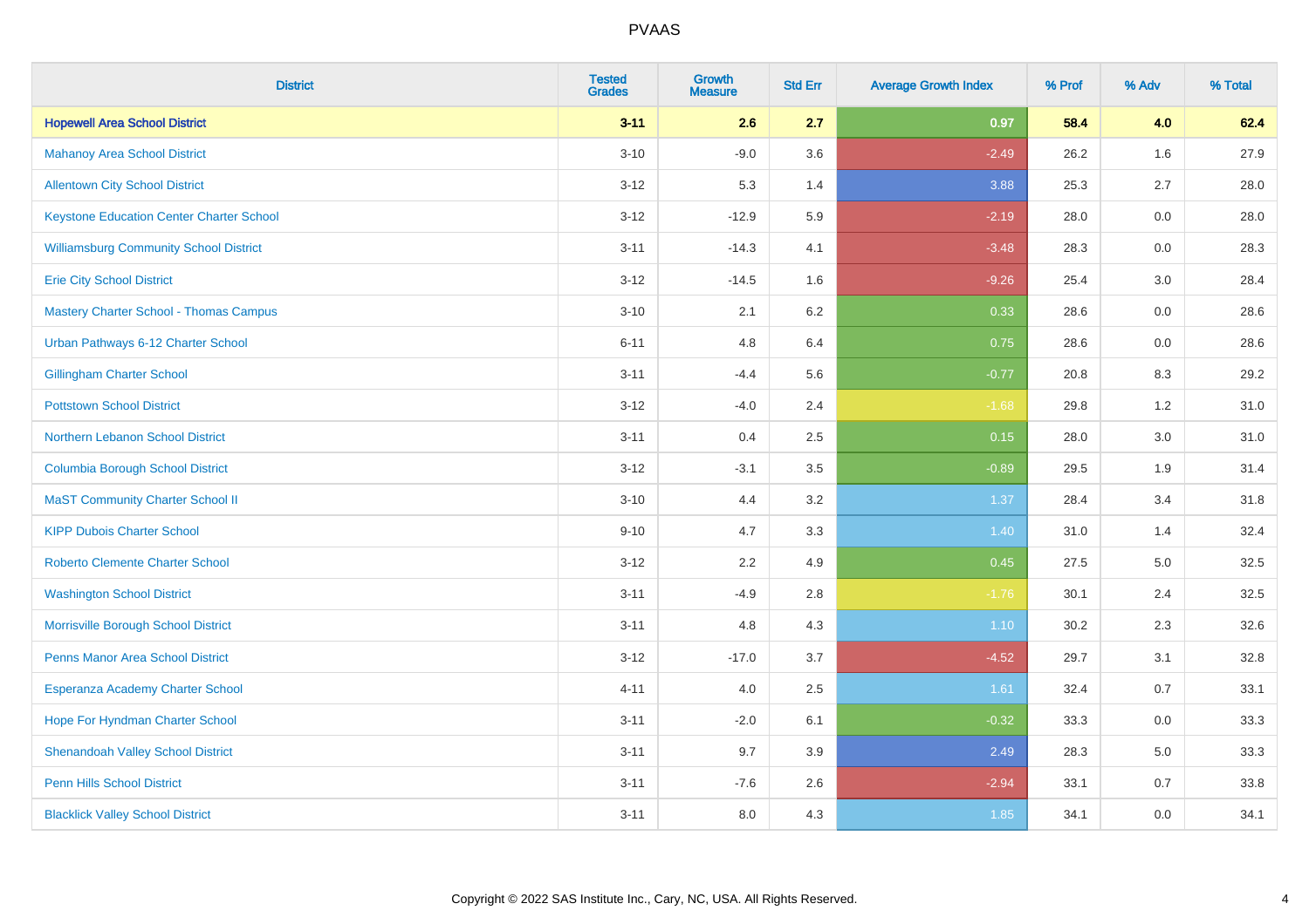# PVAAS

| District | Tested Grades | Growth Measure | Std Err | Average Growth Index | % Prof | % Adv | % Total |
|---|---|---|---|---|---|---|---|
| **Hopewell Area School District** | **3-11** | **2.6** | **2.7** | **0.97** | **58.4** | **4.0** | **62.4** |
| Mahanoy Area School District | 3-10 | -9.0 | 3.6 | -2.49 | 26.2 | 1.6 | 27.9 |
| Allentown City School District | 3-12 | 5.3 | 1.4 | 3.88 | 25.3 | 2.7 | 28.0 |
| Keystone Education Center Charter School | 3-12 | -12.9 | 5.9 | -2.19 | 28.0 | 0.0 | 28.0 |
| Williamsburg Community School District | 3-11 | -14.3 | 4.1 | -3.48 | 28.3 | 0.0 | 28.3 |
| Erie City School District | 3-12 | -14.5 | 1.6 | -9.26 | 25.4 | 3.0 | 28.4 |
| Mastery Charter School - Thomas Campus | 3-10 | 2.1 | 6.2 | 0.33 | 28.6 | 0.0 | 28.6 |
| Urban Pathways 6-12 Charter School | 6-11 | 4.8 | 6.4 | 0.75 | 28.6 | 0.0 | 28.6 |
| Gillingham Charter School | 3-11 | -4.4 | 5.6 | -0.77 | 20.8 | 8.3 | 29.2 |
| Pottstown School District | 3-12 | -4.0 | 2.4 | -1.68 | 29.8 | 1.2 | 31.0 |
| Northern Lebanon School District | 3-11 | 0.4 | 2.5 | 0.15 | 28.0 | 3.0 | 31.0 |
| Columbia Borough School District | 3-12 | -3.1 | 3.5 | -0.89 | 29.5 | 1.9 | 31.4 |
| MaST Community Charter School II | 3-10 | 4.4 | 3.2 | 1.37 | 28.4 | 3.4 | 31.8 |
| KIPP Dubois Charter School | 9-10 | 4.7 | 3.3 | 1.40 | 31.0 | 1.4 | 32.4 |
| Roberto Clemente Charter School | 3-12 | 2.2 | 4.9 | 0.45 | 27.5 | 5.0 | 32.5 |
| Washington School District | 3-11 | -4.9 | 2.8 | -1.76 | 30.1 | 2.4 | 32.5 |
| Morrisville Borough School District | 3-11 | 4.8 | 4.3 | 1.10 | 30.2 | 2.3 | 32.6 |
| Penns Manor Area School District | 3-12 | -17.0 | 3.7 | -4.52 | 29.7 | 3.1 | 32.8 |
| Esperanza Academy Charter School | 4-11 | 4.0 | 2.5 | 1.61 | 32.4 | 0.7 | 33.1 |
| Hope For Hyndman Charter School | 3-11 | -2.0 | 6.1 | -0.32 | 33.3 | 0.0 | 33.3 |
| Shenandoah Valley School District | 3-11 | 9.7 | 3.9 | 2.49 | 28.3 | 5.0 | 33.3 |
| Penn Hills School District | 3-11 | -7.6 | 2.6 | -2.94 | 33.1 | 0.7 | 33.8 |
| Blacklick Valley School District | 3-11 | 8.0 | 4.3 | 1.85 | 34.1 | 0.0 | 34.1 |

Copyright © 2022 SAS Institute Inc., Cary, NC, USA. All Rights Reserved.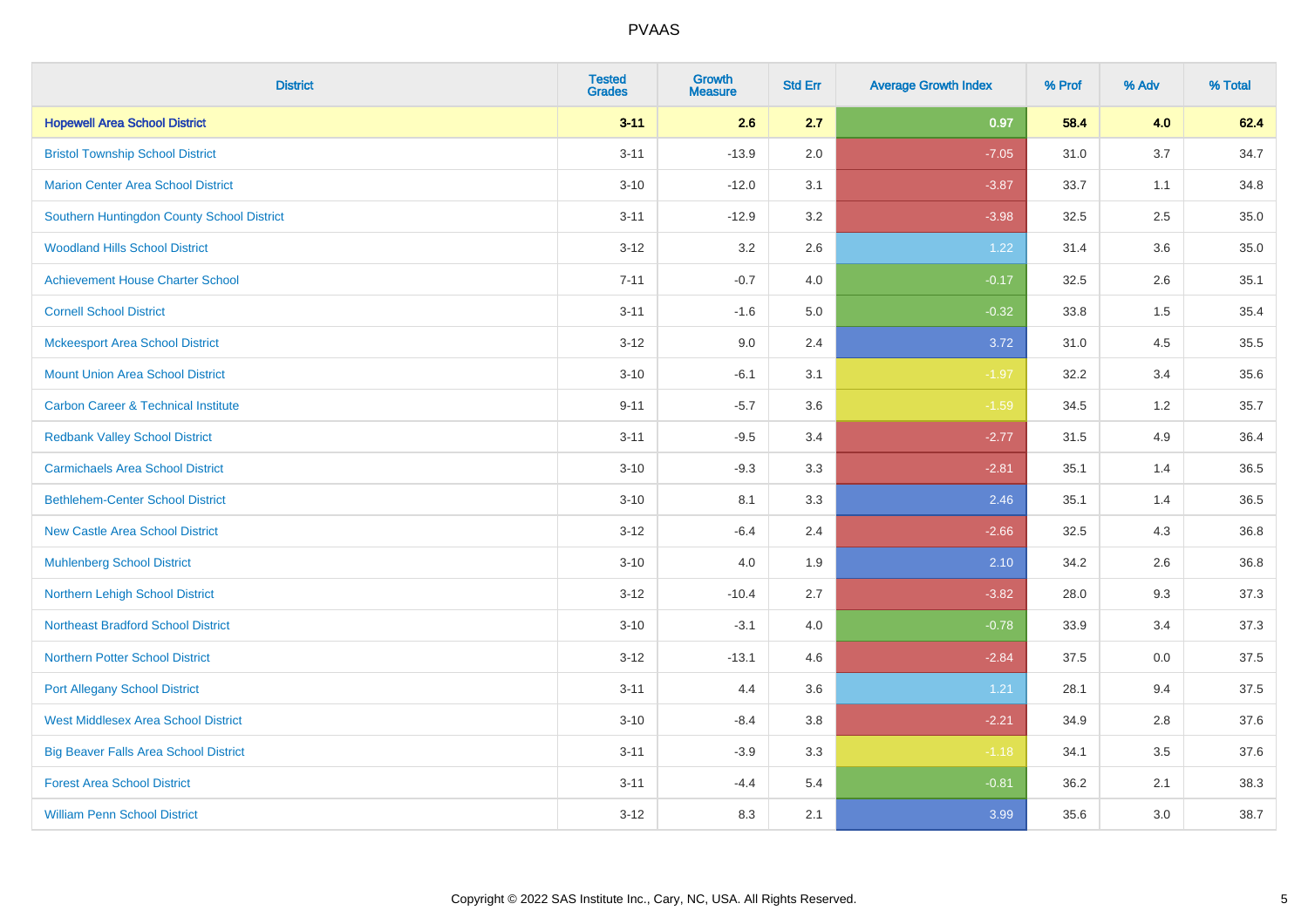# PVAAS

| District | Tested Grades | Growth Measure | Std Err | Average Growth Index | % Prof | % Adv | % Total |
|---|---|---|---|---|---|---|---|
| **Hopewell Area School District** | **3-11** | **2.6** | **2.7** | **0.97** | **58.4** | **4.0** | **62.4** |
| Bristol Township School District | 3-11 | -13.9 | 2.0 | -7.05 | 31.0 | 3.7 | 34.7 |
| Marion Center Area School District | 3-10 | -12.0 | 3.1 | -3.87 | 33.7 | 1.1 | 34.8 |
| Southern Huntingdon County School District | 3-11 | -12.9 | 3.2 | -3.98 | 32.5 | 2.5 | 35.0 |
| Woodland Hills School District | 3-12 | 3.2 | 2.6 | 1.22 | 31.4 | 3.6 | 35.0 |
| Achievement House Charter School | 7-11 | -0.7 | 4.0 | -0.17 | 32.5 | 2.6 | 35.1 |
| Cornell School District | 3-11 | -1.6 | 5.0 | -0.32 | 33.8 | 1.5 | 35.4 |
| Mckeesport Area School District | 3-12 | 9.0 | 2.4 | 3.72 | 31.0 | 4.5 | 35.5 |
| Mount Union Area School District | 3-10 | -6.1 | 3.1 | -1.97 | 32.2 | 3.4 | 35.6 |
| Carbon Career & Technical Institute | 9-11 | -5.7 | 3.6 | -1.59 | 34.5 | 1.2 | 35.7 |
| Redbank Valley School District | 3-11 | -9.5 | 3.4 | -2.77 | 31.5 | 4.9 | 36.4 |
| Carmichaels Area School District | 3-10 | -9.3 | 3.3 | -2.81 | 35.1 | 1.4 | 36.5 |
| Bethlehem-Center School District | 3-10 | 8.1 | 3.3 | 2.46 | 35.1 | 1.4 | 36.5 |
| New Castle Area School District | 3-12 | -6.4 | 2.4 | -2.66 | 32.5 | 4.3 | 36.8 |
| Muhlenberg School District | 3-10 | 4.0 | 1.9 | 2.10 | 34.2 | 2.6 | 36.8 |
| Northern Lehigh School District | 3-12 | -10.4 | 2.7 | -3.82 | 28.0 | 9.3 | 37.3 |
| Northeast Bradford School District | 3-10 | -3.1 | 4.0 | -0.78 | 33.9 | 3.4 | 37.3 |
| Northern Potter School District | 3-12 | -13.1 | 4.6 | -2.84 | 37.5 | 0.0 | 37.5 |
| Port Allegany School District | 3-11 | 4.4 | 3.6 | 1.21 | 28.1 | 9.4 | 37.5 |
| West Middlesex Area School District | 3-10 | -8.4 | 3.8 | -2.21 | 34.9 | 2.8 | 37.6 |
| Big Beaver Falls Area School District | 3-11 | -3.9 | 3.3 | -1.18 | 34.1 | 3.5 | 37.6 |
| Forest Area School District | 3-11 | -4.4 | 5.4 | -0.81 | 36.2 | 2.1 | 38.3 |
| William Penn School District | 3-12 | 8.3 | 2.1 | 3.99 | 35.6 | 3.0 | 38.7 |

Copyright © 2022 SAS Institute Inc., Cary, NC, USA. All Rights Reserved.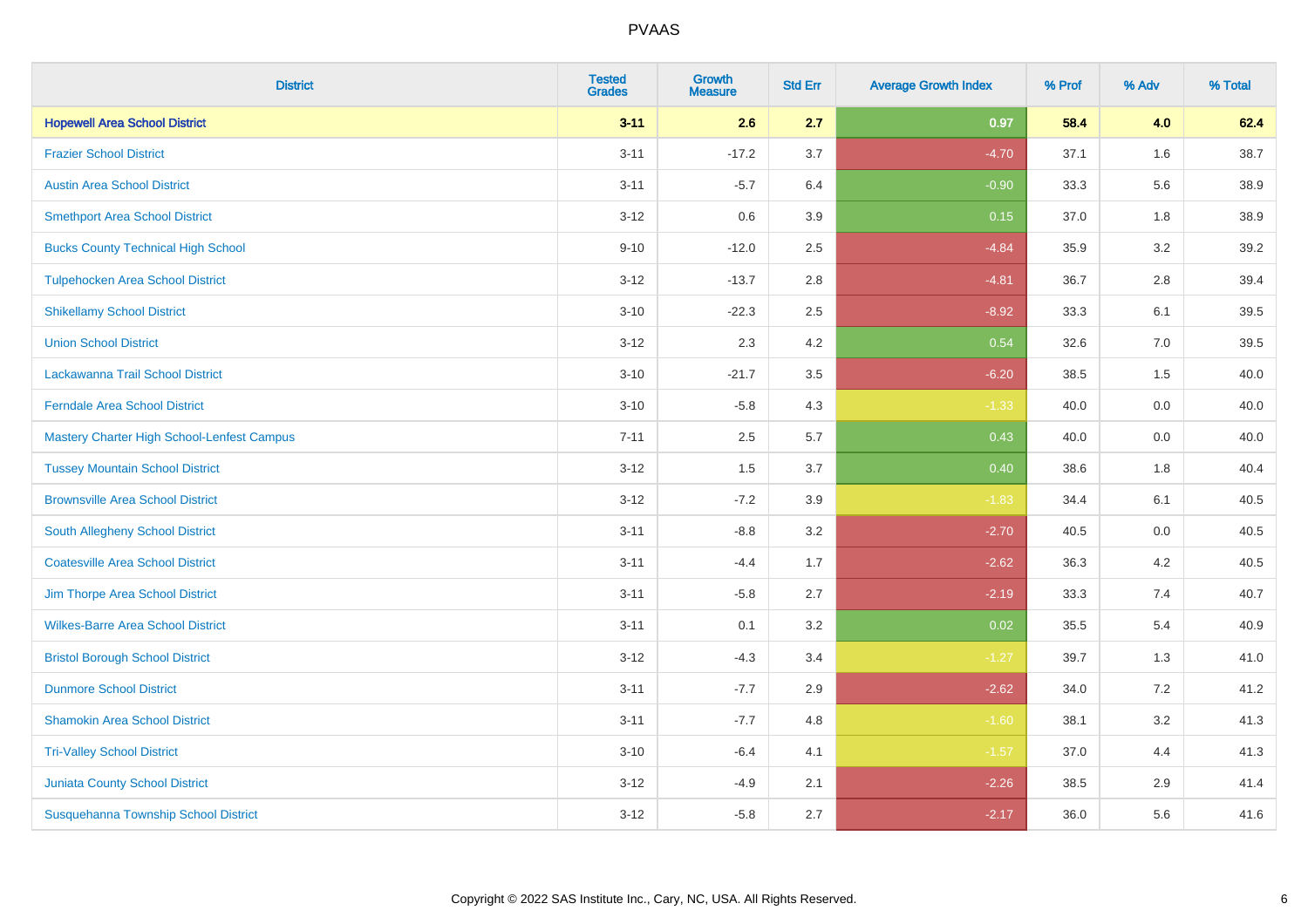# PVAAS

| District | Tested Grades | Growth Measure | Std Err | Average Growth Index | % Prof | % Adv | % Total |
|---|---|---|---|---|---|---|---|
| **Hopewell Area School District** | **3-11** | **2.6** | **2.7** | **0.97** | **58.4** | **4.0** | **62.4** |
| Frazier School District | 3-11 | -17.2 | 3.7 | -4.70 | 37.1 | 1.6 | 38.7 |
| Austin Area School District | 3-11 | -5.7 | 6.4 | -0.90 | 33.3 | 5.6 | 38.9 |
| Smethport Area School District | 3-12 | 0.6 | 3.9 | 0.15 | 37.0 | 1.8 | 38.9 |
| Bucks County Technical High School | 9-10 | -12.0 | 2.5 | -4.84 | 35.9 | 3.2 | 39.2 |
| Tulpehocken Area School District | 3-12 | -13.7 | 2.8 | -4.81 | 36.7 | 2.8 | 39.4 |
| Shikellamy School District | 3-10 | -22.3 | 2.5 | -8.92 | 33.3 | 6.1 | 39.5 |
| Union School District | 3-12 | 2.3 | 4.2 | 0.54 | 32.6 | 7.0 | 39.5 |
| Lackawanna Trail School District | 3-10 | -21.7 | 3.5 | -6.20 | 38.5 | 1.5 | 40.0 |
| Ferndale Area School District | 3-10 | -5.8 | 4.3 | -1.33 | 40.0 | 0.0 | 40.0 |
| Mastery Charter High School-Lenfest Campus | 7-11 | 2.5 | 5.7 | 0.43 | 40.0 | 0.0 | 40.0 |
| Tussey Mountain School District | 3-12 | 1.5 | 3.7 | 0.40 | 38.6 | 1.8 | 40.4 |
| Brownsville Area School District | 3-12 | -7.2 | 3.9 | -1.83 | 34.4 | 6.1 | 40.5 |
| South Allegheny School District | 3-11 | -8.8 | 3.2 | -2.70 | 40.5 | 0.0 | 40.5 |
| Coatesville Area School District | 3-11 | -4.4 | 1.7 | -2.62 | 36.3 | 4.2 | 40.5 |
| Jim Thorpe Area School District | 3-11 | -5.8 | 2.7 | -2.19 | 33.3 | 7.4 | 40.7 |
| Wilkes-Barre Area School District | 3-11 | 0.1 | 3.2 | 0.02 | 35.5 | 5.4 | 40.9 |
| Bristol Borough School District | 3-12 | -4.3 | 3.4 | -1.27 | 39.7 | 1.3 | 41.0 |
| Dunmore School District | 3-11 | -7.7 | 2.9 | -2.62 | 34.0 | 7.2 | 41.2 |
| Shamokin Area School District | 3-11 | -7.7 | 4.8 | -1.60 | 38.1 | 3.2 | 41.3 |
| Tri-Valley School District | 3-10 | -6.4 | 4.1 | -1.57 | 37.0 | 4.4 | 41.3 |
| Juniata County School District | 3-12 | -4.9 | 2.1 | -2.26 | 38.5 | 2.9 | 41.4 |
| Susquehanna Township School District | 3-12 | -5.8 | 2.7 | -2.17 | 36.0 | 5.6 | 41.6 |

Copyright © 2022 SAS Institute Inc., Cary, NC, USA. All Rights Reserved.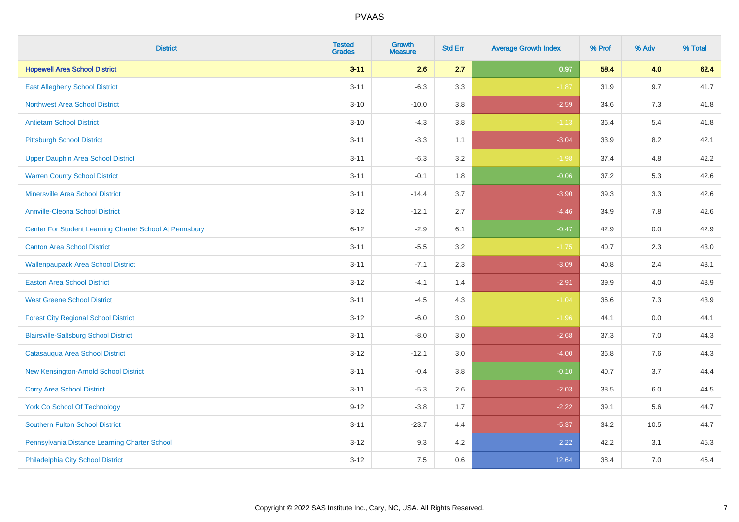# PVAAS

| District | Tested Grades | Growth Measure | Std Err | Average Growth Index | % Prof | % Adv | % Total |
|---|---|---|---|---|---|---|---|
| **Hopewell Area School District** | **3-11** | **2.6** | **2.7** | **0.97** | **58.4** | **4.0** | **62.4** |
| East Allegheny School District | 3-11 | -6.3 | 3.3 | -1.87 | 31.9 | 9.7 | 41.7 |
| Northwest Area School District | 3-10 | -10.0 | 3.8 | -2.59 | 34.6 | 7.3 | 41.8 |
| Antietam School District | 3-10 | -4.3 | 3.8 | -1.13 | 36.4 | 5.4 | 41.8 |
| Pittsburgh School District | 3-11 | -3.3 | 1.1 | -3.04 | 33.9 | 8.2 | 42.1 |
| Upper Dauphin Area School District | 3-11 | -6.3 | 3.2 | -1.98 | 37.4 | 4.8 | 42.2 |
| Warren County School District | 3-11 | -0.1 | 1.8 | -0.06 | 37.2 | 5.3 | 42.6 |
| Minersville Area School District | 3-11 | -14.4 | 3.7 | -3.90 | 39.3 | 3.3 | 42.6 |
| Annville-Cleona School District | 3-12 | -12.1 | 2.7 | -4.46 | 34.9 | 7.8 | 42.6 |
| Center For Student Learning Charter School At Pennsbury | 6-12 | -2.9 | 6.1 | -0.47 | 42.9 | 0.0 | 42.9 |
| Canton Area School District | 3-11 | -5.5 | 3.2 | -1.75 | 40.7 | 2.3 | 43.0 |
| Wallenpaupack Area School District | 3-11 | -7.1 | 2.3 | -3.09 | 40.8 | 2.4 | 43.1 |
| Easton Area School District | 3-12 | -4.1 | 1.4 | -2.91 | 39.9 | 4.0 | 43.9 |
| West Greene School District | 3-11 | -4.5 | 4.3 | -1.04 | 36.6 | 7.3 | 43.9 |
| Forest City Regional School District | 3-12 | -6.0 | 3.0 | -1.96 | 44.1 | 0.0 | 44.1 |
| Blairsville-Saltsburg School District | 3-11 | -8.0 | 3.0 | -2.68 | 37.3 | 7.0 | 44.3 |
| Catasauqua Area School District | 3-12 | -12.1 | 3.0 | -4.00 | 36.8 | 7.6 | 44.3 |
| New Kensington-Arnold School District | 3-11 | -0.4 | 3.8 | -0.10 | 40.7 | 3.7 | 44.4 |
| Corry Area School District | 3-11 | -5.3 | 2.6 | -2.03 | 38.5 | 6.0 | 44.5 |
| York Co School Of Technology | 9-12 | -3.8 | 1.7 | -2.22 | 39.1 | 5.6 | 44.7 |
| Southern Fulton School District | 3-11 | -23.7 | 4.4 | -5.37 | 34.2 | 10.5 | 44.7 |
| Pennsylvania Distance Learning Charter School | 3-12 | 9.3 | 4.2 | 2.22 | 42.2 | 3.1 | 45.3 |
| Philadelphia City School District | 3-12 | 7.5 | 0.6 | 12.64 | 38.4 | 7.0 | 45.4 |

Copyright © 2022 SAS Institute Inc., Cary, NC, USA. All Rights Reserved.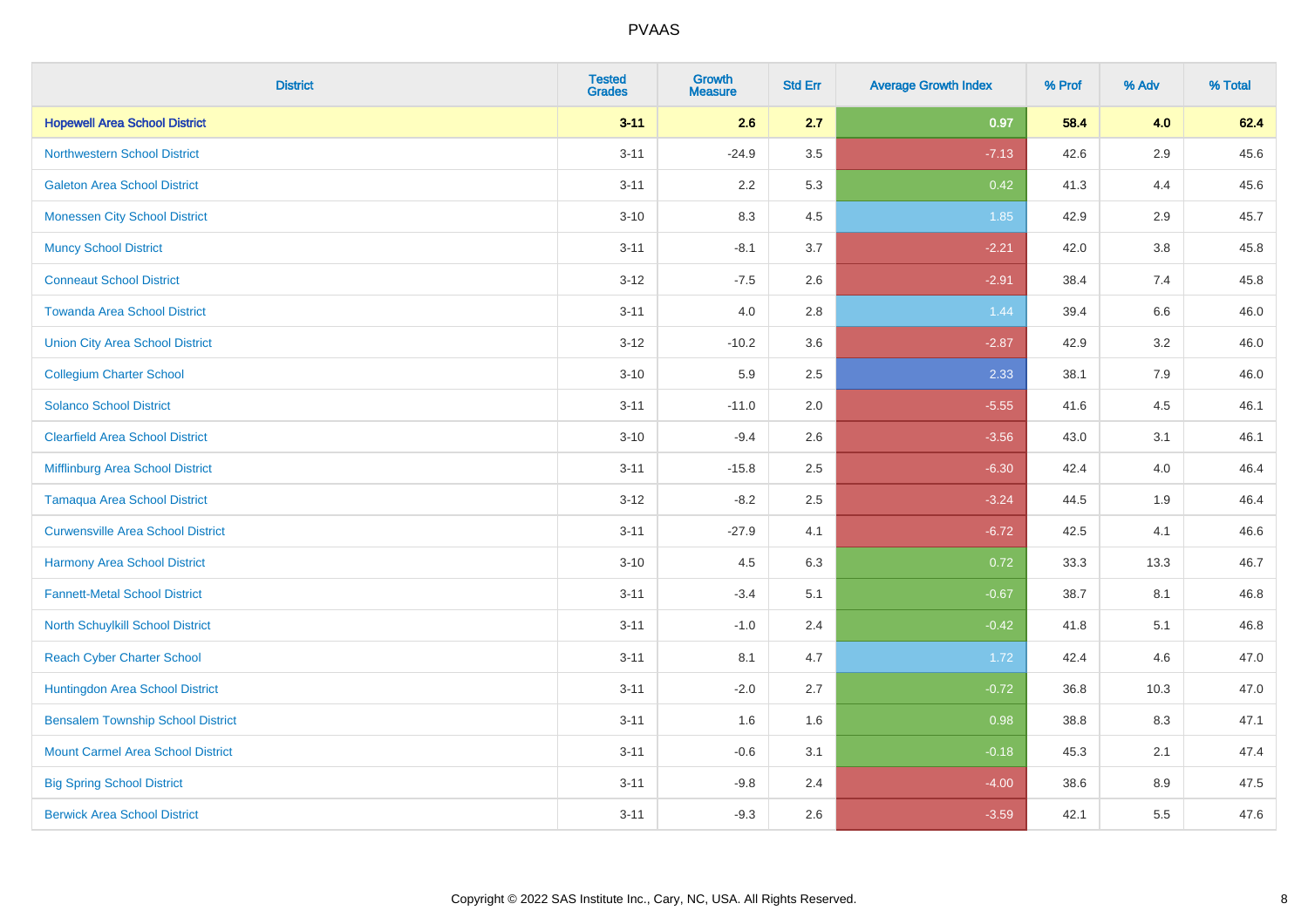# PVAAS

| District | Tested Grades | Growth Measure | Std Err | Average Growth Index | % Prof | % Adv | % Total |
|---|---|---|---|---|---|---|---|
| **Hopewell Area School District** | **3-11** | **2.6** | **2.7** | **0.97** | **58.4** | **4.0** | **62.4** |
| Northwestern School District | 3-11 | -24.9 | 3.5 | -7.13 | 42.6 | 2.9 | 45.6 |
| Galeton Area School District | 3-11 | 2.2 | 5.3 | 0.42 | 41.3 | 4.4 | 45.6 |
| Monessen City School District | 3-10 | 8.3 | 4.5 | 1.85 | 42.9 | 2.9 | 45.7 |
| Muncy School District | 3-11 | -8.1 | 3.7 | -2.21 | 42.0 | 3.8 | 45.8 |
| Conneaut School District | 3-12 | -7.5 | 2.6 | -2.91 | 38.4 | 7.4 | 45.8 |
| Towanda Area School District | 3-11 | 4.0 | 2.8 | 1.44 | 39.4 | 6.6 | 46.0 |
| Union City Area School District | 3-12 | -10.2 | 3.6 | -2.87 | 42.9 | 3.2 | 46.0 |
| Collegium Charter School | 3-10 | 5.9 | 2.5 | 2.33 | 38.1 | 7.9 | 46.0 |
| Solanco School District | 3-11 | -11.0 | 2.0 | -5.55 | 41.6 | 4.5 | 46.1 |
| Clearfield Area School District | 3-10 | -9.4 | 2.6 | -3.56 | 43.0 | 3.1 | 46.1 |
| Mifflinburg Area School District | 3-11 | -15.8 | 2.5 | -6.30 | 42.4 | 4.0 | 46.4 |
| Tamaqua Area School District | 3-12 | -8.2 | 2.5 | -3.24 | 44.5 | 1.9 | 46.4 |
| Curwensville Area School District | 3-11 | -27.9 | 4.1 | -6.72 | 42.5 | 4.1 | 46.6 |
| Harmony Area School District | 3-10 | 4.5 | 6.3 | 0.72 | 33.3 | 13.3 | 46.7 |
| Fannett-Metal School District | 3-11 | -3.4 | 5.1 | -0.67 | 38.7 | 8.1 | 46.8 |
| North Schuylkill School District | 3-11 | -1.0 | 2.4 | -0.42 | 41.8 | 5.1 | 46.8 |
| Reach Cyber Charter School | 3-11 | 8.1 | 4.7 | 1.72 | 42.4 | 4.6 | 47.0 |
| Huntingdon Area School District | 3-11 | -2.0 | 2.7 | -0.72 | 36.8 | 10.3 | 47.0 |
| Bensalem Township School District | 3-11 | 1.6 | 1.6 | 0.98 | 38.8 | 8.3 | 47.1 |
| Mount Carmel Area School District | 3-11 | -0.6 | 3.1 | -0.18 | 45.3 | 2.1 | 47.4 |
| Big Spring School District | 3-11 | -9.8 | 2.4 | -4.00 | 38.6 | 8.9 | 47.5 |
| Berwick Area School District | 3-11 | -9.3 | 2.6 | -3.59 | 42.1 | 5.5 | 47.6 |

Copyright © 2022 SAS Institute Inc., Cary, NC, USA. All Rights Reserved.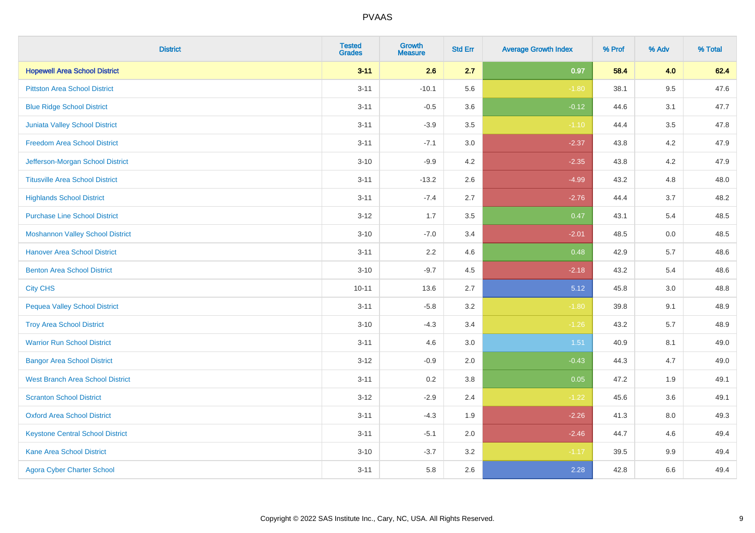| District | Tested Grades | Growth Measure | Std Err | Average Growth Index | % Prof | % Adv | % Total |
|---|---|---|---|---|---|---|---|
| **Hopewell Area School District** | **3-11** | **2.6** | **2.7** | **0.97** | **58.4** | **4.0** | **62.4** |
| Pittston Area School District | 3-11 | -10.1 | 5.6 | -1.80 | 38.1 | 9.5 | 47.6 |
| Blue Ridge School District | 3-11 | -0.5 | 3.6 | -0.12 | 44.6 | 3.1 | 47.7 |
| Juniata Valley School District | 3-11 | -3.9 | 3.5 | -1.10 | 44.4 | 3.5 | 47.8 |
| Freedom Area School District | 3-11 | -7.1 | 3.0 | -2.37 | 43.8 | 4.2 | 47.9 |
| Jefferson-Morgan School District | 3-10 | -9.9 | 4.2 | -2.35 | 43.8 | 4.2 | 47.9 |
| Titusville Area School District | 3-11 | -13.2 | 2.6 | -4.99 | 43.2 | 4.8 | 48.0 |
| Highlands School District | 3-11 | -7.4 | 2.7 | -2.76 | 44.4 | 3.7 | 48.2 |
| Purchase Line School District | 3-12 | 1.7 | 3.5 | 0.47 | 43.1 | 5.4 | 48.5 |
| Moshannon Valley School District | 3-10 | -7.0 | 3.4 | -2.01 | 48.5 | 0.0 | 48.5 |
| Hanover Area School District | 3-11 | 2.2 | 4.6 | 0.48 | 42.9 | 5.7 | 48.6 |
| Benton Area School District | 3-10 | -9.7 | 4.5 | -2.18 | 43.2 | 5.4 | 48.6 |
| City CHS | 10-11 | 13.6 | 2.7 | 5.12 | 45.8 | 3.0 | 48.8 |
| Pequea Valley School District | 3-11 | -5.8 | 3.2 | -1.80 | 39.8 | 9.1 | 48.9 |
| Troy Area School District | 3-10 | -4.3 | 3.4 | -1.26 | 43.2 | 5.7 | 48.9 |
| Warrior Run School District | 3-11 | 4.6 | 3.0 | 1.51 | 40.9 | 8.1 | 49.0 |
| Bangor Area School District | 3-12 | -0.9 | 2.0 | -0.43 | 44.3 | 4.7 | 49.0 |
| West Branch Area School District | 3-11 | 0.2 | 3.8 | 0.05 | 47.2 | 1.9 | 49.1 |
| Scranton School District | 3-12 | -2.9 | 2.4 | -1.22 | 45.6 | 3.6 | 49.1 |
| Oxford Area School District | 3-11 | -4.3 | 1.9 | -2.26 | 41.3 | 8.0 | 49.3 |
| Keystone Central School District | 3-11 | -5.1 | 2.0 | -2.46 | 44.7 | 4.6 | 49.4 |
| Kane Area School District | 3-10 | -3.7 | 3.2 | -1.17 | 39.5 | 9.9 | 49.4 |
| Agora Cyber Charter School | 3-11 | 5.8 | 2.6 | 2.28 | 42.8 | 6.6 | 49.4 |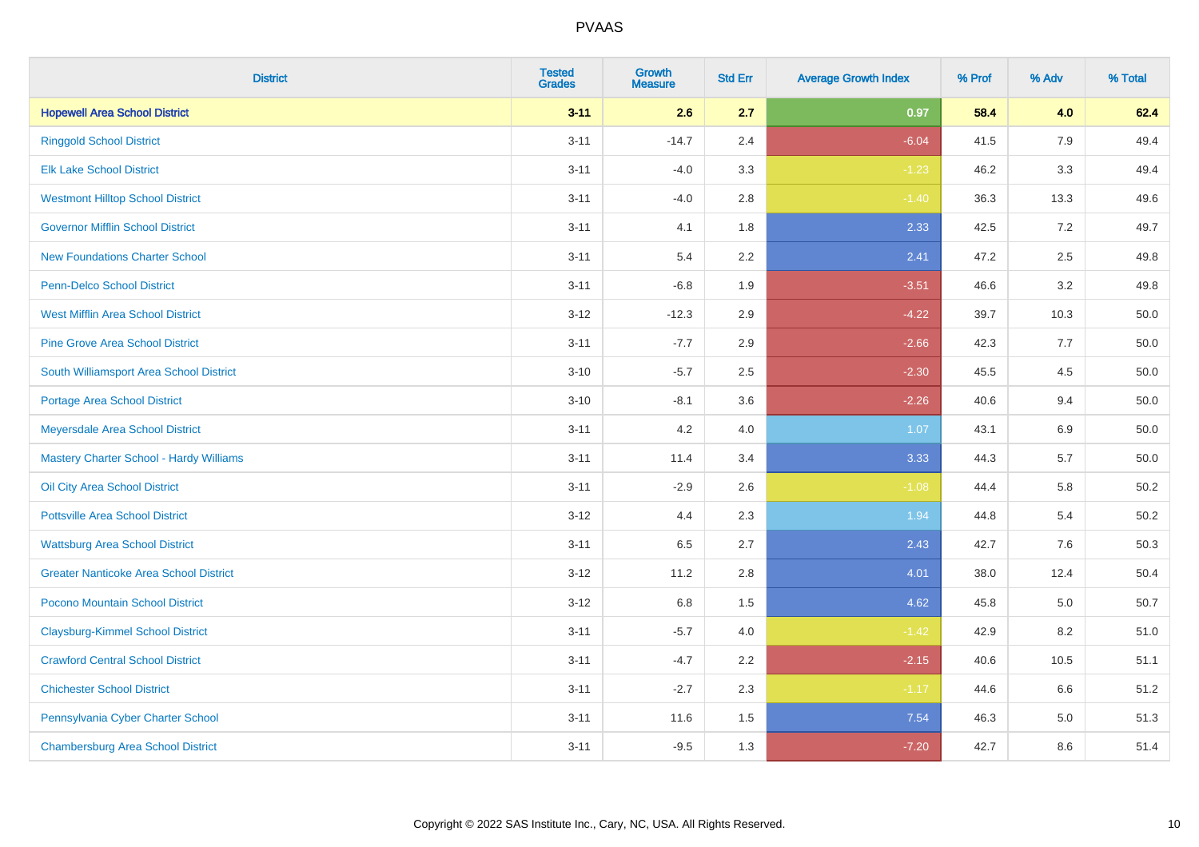PVAAS

| District | Tested Grades | Growth Measure | Std Err | Average Growth Index | % Prof | % Adv | % Total |
|---|---|---|---|---|---|---|---|
| **Hopewell Area School District** | **3-11** | **2.6** | **2.7** | **0.97** | **58.4** | **4.0** | **62.4** |
| Ringgold School District | 3-11 | -14.7 | 2.4 | -6.04 | 41.5 | 7.9 | 49.4 |
| Elk Lake School District | 3-11 | -4.0 | 3.3 | -1.23 | 46.2 | 3.3 | 49.4 |
| Westmont Hilltop School District | 3-11 | -4.0 | 2.8 | -1.40 | 36.3 | 13.3 | 49.6 |
| Governor Mifflin School District | 3-11 | 4.1 | 1.8 | 2.33 | 42.5 | 7.2 | 49.7 |
| New Foundations Charter School | 3-11 | 5.4 | 2.2 | 2.41 | 47.2 | 2.5 | 49.8 |
| Penn-Delco School District | 3-11 | -6.8 | 1.9 | -3.51 | 46.6 | 3.2 | 49.8 |
| West Mifflin Area School District | 3-12 | -12.3 | 2.9 | -4.22 | 39.7 | 10.3 | 50.0 |
| Pine Grove Area School District | 3-11 | -7.7 | 2.9 | -2.66 | 42.3 | 7.7 | 50.0 |
| South Williamsport Area School District | 3-10 | -5.7 | 2.5 | -2.30 | 45.5 | 4.5 | 50.0 |
| Portage Area School District | 3-10 | -8.1 | 3.6 | -2.26 | 40.6 | 9.4 | 50.0 |
| Meyersdale Area School District | 3-11 | 4.2 | 4.0 | 1.07 | 43.1 | 6.9 | 50.0 |
| Mastery Charter School - Hardy Williams | 3-11 | 11.4 | 3.4 | 3.33 | 44.3 | 5.7 | 50.0 |
| Oil City Area School District | 3-11 | -2.9 | 2.6 | -1.08 | 44.4 | 5.8 | 50.2 |
| Pottsville Area School District | 3-12 | 4.4 | 2.3 | 1.94 | 44.8 | 5.4 | 50.2 |
| Wattsburg Area School District | 3-11 | 6.5 | 2.7 | 2.43 | 42.7 | 7.6 | 50.3 |
| Greater Nanticoke Area School District | 3-12 | 11.2 | 2.8 | 4.01 | 38.0 | 12.4 | 50.4 |
| Pocono Mountain School District | 3-12 | 6.8 | 1.5 | 4.62 | 45.8 | 5.0 | 50.7 |
| Claysburg-Kimmel School District | 3-11 | -5.7 | 4.0 | -1.42 | 42.9 | 8.2 | 51.0 |
| Crawford Central School District | 3-11 | -4.7 | 2.2 | -2.15 | 40.6 | 10.5 | 51.1 |
| Chichester School District | 3-11 | -2.7 | 2.3 | -1.17 | 44.6 | 6.6 | 51.2 |
| Pennsylvania Cyber Charter School | 3-11 | 11.6 | 1.5 | 7.54 | 46.3 | 5.0 | 51.3 |
| Chambersburg Area School District | 3-11 | -9.5 | 1.3 | -7.20 | 42.7 | 8.6 | 51.4 |

Copyright © 2022 SAS Institute Inc., Cary, NC, USA. All Rights Reserved.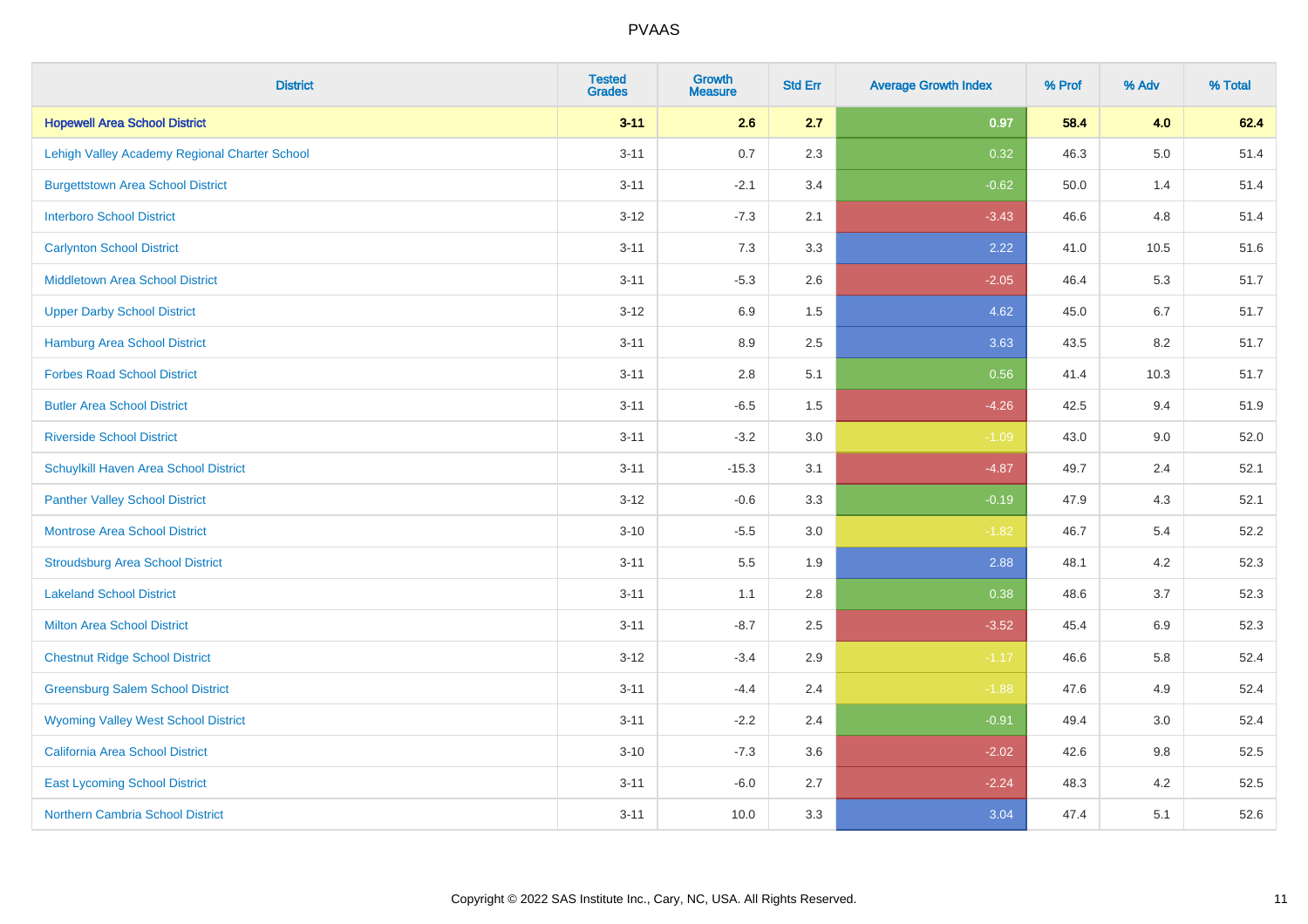# PVAAS

| District | Tested Grades | Growth Measure | Std Err | Average Growth Index | % Prof | % Adv | % Total |
|---|---|---|---|---|---|---|---|
| **Hopewell Area School District** | **3-11** | **2.6** | **2.7** | **0.97** | **58.4** | **4.0** | **62.4** |
| Lehigh Valley Academy Regional Charter School | 3-11 | 0.7 | 2.3 | 0.32 | 46.3 | 5.0 | 51.4 |
| Burgettstown Area School District | 3-11 | -2.1 | 3.4 | -0.62 | 50.0 | 1.4 | 51.4 |
| Interboro School District | 3-12 | -7.3 | 2.1 | -3.43 | 46.6 | 4.8 | 51.4 |
| Carlynton School District | 3-11 | 7.3 | 3.3 | 2.22 | 41.0 | 10.5 | 51.6 |
| Middletown Area School District | 3-11 | -5.3 | 2.6 | -2.05 | 46.4 | 5.3 | 51.7 |
| Upper Darby School District | 3-12 | 6.9 | 1.5 | 4.62 | 45.0 | 6.7 | 51.7 |
| Hamburg Area School District | 3-11 | 8.9 | 2.5 | 3.63 | 43.5 | 8.2 | 51.7 |
| Forbes Road School District | 3-11 | 2.8 | 5.1 | 0.56 | 41.4 | 10.3 | 51.7 |
| Butler Area School District | 3-11 | -6.5 | 1.5 | -4.26 | 42.5 | 9.4 | 51.9 |
| Riverside School District | 3-11 | -3.2 | 3.0 | -1.09 | 43.0 | 9.0 | 52.0 |
| Schuylkill Haven Area School District | 3-11 | -15.3 | 3.1 | -4.87 | 49.7 | 2.4 | 52.1 |
| Panther Valley School District | 3-12 | -0.6 | 3.3 | -0.19 | 47.9 | 4.3 | 52.1 |
| Montrose Area School District | 3-10 | -5.5 | 3.0 | -1.82 | 46.7 | 5.4 | 52.2 |
| Stroudsburg Area School District | 3-11 | 5.5 | 1.9 | 2.88 | 48.1 | 4.2 | 52.3 |
| Lakeland School District | 3-11 | 1.1 | 2.8 | 0.38 | 48.6 | 3.7 | 52.3 |
| Milton Area School District | 3-11 | -8.7 | 2.5 | -3.52 | 45.4 | 6.9 | 52.3 |
| Chestnut Ridge School District | 3-12 | -3.4 | 2.9 | -1.17 | 46.6 | 5.8 | 52.4 |
| Greensburg Salem School District | 3-11 | -4.4 | 2.4 | -1.88 | 47.6 | 4.9 | 52.4 |
| Wyoming Valley West School District | 3-11 | -2.2 | 2.4 | -0.91 | 49.4 | 3.0 | 52.4 |
| California Area School District | 3-10 | -7.3 | 3.6 | -2.02 | 42.6 | 9.8 | 52.5 |
| East Lycoming School District | 3-11 | -6.0 | 2.7 | -2.24 | 48.3 | 4.2 | 52.5 |
| Northern Cambria School District | 3-11 | 10.0 | 3.3 | 3.04 | 47.4 | 5.1 | 52.6 |

Copyright © 2022 SAS Institute Inc., Cary, NC, USA. All Rights Reserved.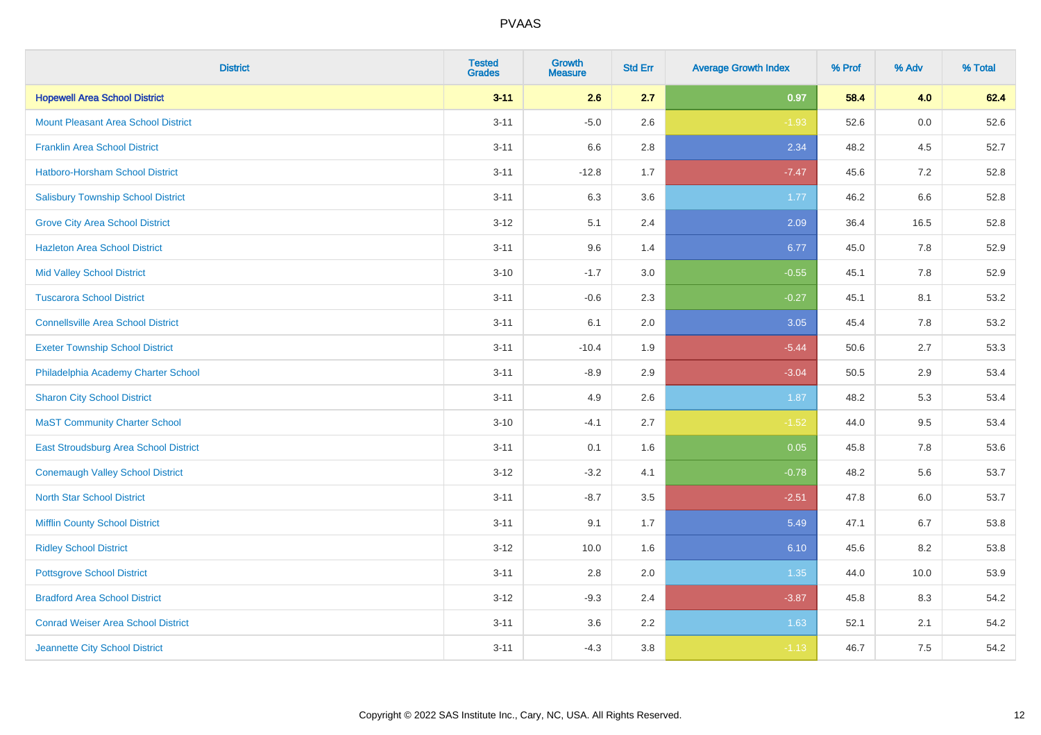# PVAAS

| District | Tested Grades | Growth Measure | Std Err | Average Growth Index | % Prof | % Adv | % Total |
|---|---|---|---|---|---|---|---|
| **Hopewell Area School District** | **3-11** | **2.6** | **2.7** | **0.97** | **58.4** | **4.0** | **62.4** |
| Mount Pleasant Area School District | 3-11 | -5.0 | 2.6 | -1.93 | 52.6 | 0.0 | 52.6 |
| Franklin Area School District | 3-11 | 6.6 | 2.8 | 2.34 | 48.2 | 4.5 | 52.7 |
| Hatboro-Horsham School District | 3-11 | -12.8 | 1.7 | -7.47 | 45.6 | 7.2 | 52.8 |
| Salisbury Township School District | 3-11 | 6.3 | 3.6 | 1.77 | 46.2 | 6.6 | 52.8 |
| Grove City Area School District | 3-12 | 5.1 | 2.4 | 2.09 | 36.4 | 16.5 | 52.8 |
| Hazleton Area School District | 3-11 | 9.6 | 1.4 | 6.77 | 45.0 | 7.8 | 52.9 |
| Mid Valley School District | 3-10 | -1.7 | 3.0 | -0.55 | 45.1 | 7.8 | 52.9 |
| Tuscarora School District | 3-11 | -0.6 | 2.3 | -0.27 | 45.1 | 8.1 | 53.2 |
| Connellsville Area School District | 3-11 | 6.1 | 2.0 | 3.05 | 45.4 | 7.8 | 53.2 |
| Exeter Township School District | 3-11 | -10.4 | 1.9 | -5.44 | 50.6 | 2.7 | 53.3 |
| Philadelphia Academy Charter School | 3-11 | -8.9 | 2.9 | -3.04 | 50.5 | 2.9 | 53.4 |
| Sharon City School District | 3-11 | 4.9 | 2.6 | 1.87 | 48.2 | 5.3 | 53.4 |
| MaST Community Charter School | 3-10 | -4.1 | 2.7 | -1.52 | 44.0 | 9.5 | 53.4 |
| East Stroudsburg Area School District | 3-11 | 0.1 | 1.6 | 0.05 | 45.8 | 7.8 | 53.6 |
| Conemaugh Valley School District | 3-12 | -3.2 | 4.1 | -0.78 | 48.2 | 5.6 | 53.7 |
| North Star School District | 3-11 | -8.7 | 3.5 | -2.51 | 47.8 | 6.0 | 53.7 |
| Mifflin County School District | 3-11 | 9.1 | 1.7 | 5.49 | 47.1 | 6.7 | 53.8 |
| Ridley School District | 3-12 | 10.0 | 1.6 | 6.10 | 45.6 | 8.2 | 53.8 |
| Pottsgrove School District | 3-11 | 2.8 | 2.0 | 1.35 | 44.0 | 10.0 | 53.9 |
| Bradford Area School District | 3-12 | -9.3 | 2.4 | -3.87 | 45.8 | 8.3 | 54.2 |
| Conrad Weiser Area School District | 3-11 | 3.6 | 2.2 | 1.63 | 52.1 | 2.1 | 54.2 |
| Jeannette City School District | 3-11 | -4.3 | 3.8 | -1.13 | 46.7 | 7.5 | 54.2 |

Copyright © 2022 SAS Institute Inc., Cary, NC, USA. All Rights Reserved.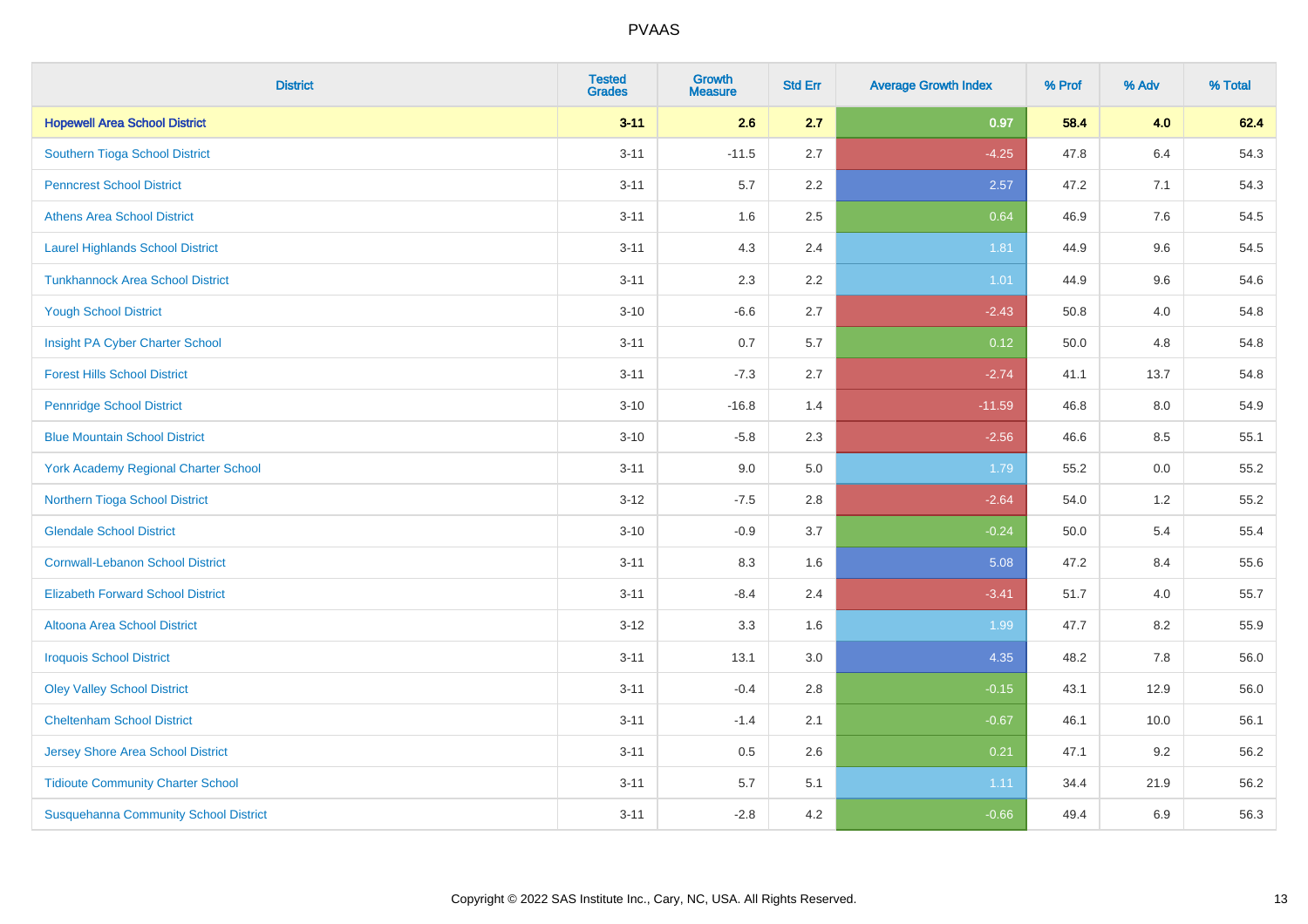# PVAAS

| District | Tested Grades | Growth Measure | Std Err | Average Growth Index | % Prof | % Adv | % Total |
|---|---|---|---|---|---|---|---|
| **Hopewell Area School District** | **3-11** | **2.6** | **2.7** | **0.97** | **58.4** | **4.0** | **62.4** |
| Southern Tioga School District | 3-11 | -11.5 | 2.7 | -4.25 | 47.8 | 6.4 | 54.3 |
| Penncrest School District | 3-11 | 5.7 | 2.2 | 2.57 | 47.2 | 7.1 | 54.3 |
| Athens Area School District | 3-11 | 1.6 | 2.5 | 0.64 | 46.9 | 7.6 | 54.5 |
| Laurel Highlands School District | 3-11 | 4.3 | 2.4 | 1.81 | 44.9 | 9.6 | 54.5 |
| Tunkhannock Area School District | 3-11 | 2.3 | 2.2 | 1.01 | 44.9 | 9.6 | 54.6 |
| Yough School District | 3-10 | -6.6 | 2.7 | -2.43 | 50.8 | 4.0 | 54.8 |
| Insight PA Cyber Charter School | 3-11 | 0.7 | 5.7 | 0.12 | 50.0 | 4.8 | 54.8 |
| Forest Hills School District | 3-11 | -7.3 | 2.7 | -2.74 | 41.1 | 13.7 | 54.8 |
| Pennridge School District | 3-10 | -16.8 | 1.4 | -11.59 | 46.8 | 8.0 | 54.9 |
| Blue Mountain School District | 3-10 | -5.8 | 2.3 | -2.56 | 46.6 | 8.5 | 55.1 |
| York Academy Regional Charter School | 3-11 | 9.0 | 5.0 | 1.79 | 55.2 | 0.0 | 55.2 |
| Northern Tioga School District | 3-12 | -7.5 | 2.8 | -2.64 | 54.0 | 1.2 | 55.2 |
| Glendale School District | 3-10 | -0.9 | 3.7 | -0.24 | 50.0 | 5.4 | 55.4 |
| Cornwall-Lebanon School District | 3-11 | 8.3 | 1.6 | 5.08 | 47.2 | 8.4 | 55.6 |
| Elizabeth Forward School District | 3-11 | -8.4 | 2.4 | -3.41 | 51.7 | 4.0 | 55.7 |
| Altoona Area School District | 3-12 | 3.3 | 1.6 | 1.99 | 47.7 | 8.2 | 55.9 |
| Iroquois School District | 3-11 | 13.1 | 3.0 | 4.35 | 48.2 | 7.8 | 56.0 |
| Oley Valley School District | 3-11 | -0.4 | 2.8 | -0.15 | 43.1 | 12.9 | 56.0 |
| Cheltenham School District | 3-11 | -1.4 | 2.1 | -0.67 | 46.1 | 10.0 | 56.1 |
| Jersey Shore Area School District | 3-11 | 0.5 | 2.6 | 0.21 | 47.1 | 9.2 | 56.2 |
| Tidioute Community Charter School | 3-11 | 5.7 | 5.1 | 1.11 | 34.4 | 21.9 | 56.2 |
| Susquehanna Community School District | 3-11 | -2.8 | 4.2 | -0.66 | 49.4 | 6.9 | 56.3 |

Copyright © 2022 SAS Institute Inc., Cary, NC, USA. All Rights Reserved.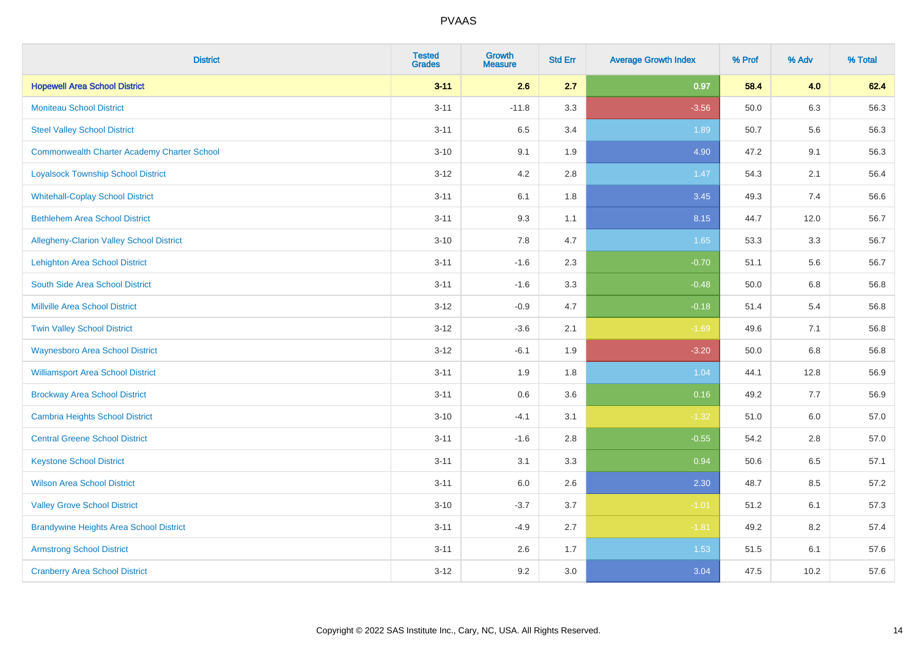# PVAAS

| District | Tested Grades | Growth Measure | Std Err | Average Growth Index | % Prof | % Adv | % Total |
|---|---|---|---|---|---|---|---|
| **Hopewell Area School District** | **3-11** | **2.6** | **2.7** | **0.97** | **58.4** | **4.0** | **62.4** |
| Moniteau School District | 3-11 | -11.8 | 3.3 | -3.56 | 50.0 | 6.3 | 56.3 |
| Steel Valley School District | 3-11 | 6.5 | 3.4 | 1.89 | 50.7 | 5.6 | 56.3 |
| Commonwealth Charter Academy Charter School | 3-10 | 9.1 | 1.9 | 4.90 | 47.2 | 9.1 | 56.3 |
| Loyalsock Township School District | 3-12 | 4.2 | 2.8 | 1.47 | 54.3 | 2.1 | 56.4 |
| Whitehall-Coplay School District | 3-11 | 6.1 | 1.8 | 3.45 | 49.3 | 7.4 | 56.6 |
| Bethlehem Area School District | 3-11 | 9.3 | 1.1 | 8.15 | 44.7 | 12.0 | 56.7 |
| Allegheny-Clarion Valley School District | 3-10 | 7.8 | 4.7 | 1.65 | 53.3 | 3.3 | 56.7 |
| Lehighton Area School District | 3-11 | -1.6 | 2.3 | -0.70 | 51.1 | 5.6 | 56.7 |
| South Side Area School District | 3-11 | -1.6 | 3.3 | -0.48 | 50.0 | 6.8 | 56.8 |
| Millville Area School District | 3-12 | -0.9 | 4.7 | -0.18 | 51.4 | 5.4 | 56.8 |
| Twin Valley School District | 3-12 | -3.6 | 2.1 | -1.69 | 49.6 | 7.1 | 56.8 |
| Waynesboro Area School District | 3-12 | -6.1 | 1.9 | -3.20 | 50.0 | 6.8 | 56.8 |
| Williamsport Area School District | 3-11 | 1.9 | 1.8 | 1.04 | 44.1 | 12.8 | 56.9 |
| Brockway Area School District | 3-11 | 0.6 | 3.6 | 0.16 | 49.2 | 7.7 | 56.9 |
| Cambria Heights School District | 3-10 | -4.1 | 3.1 | -1.32 | 51.0 | 6.0 | 57.0 |
| Central Greene School District | 3-11 | -1.6 | 2.8 | -0.55 | 54.2 | 2.8 | 57.0 |
| Keystone School District | 3-11 | 3.1 | 3.3 | 0.94 | 50.6 | 6.5 | 57.1 |
| Wilson Area School District | 3-11 | 6.0 | 2.6 | 2.30 | 48.7 | 8.5 | 57.2 |
| Valley Grove School District | 3-10 | -3.7 | 3.7 | -1.01 | 51.2 | 6.1 | 57.3 |
| Brandywine Heights Area School District | 3-11 | -4.9 | 2.7 | -1.81 | 49.2 | 8.2 | 57.4 |
| Armstrong School District | 3-11 | 2.6 | 1.7 | 1.53 | 51.5 | 6.1 | 57.6 |
| Cranberry Area School District | 3-12 | 9.2 | 3.0 | 3.04 | 47.5 | 10.2 | 57.6 |

Copyright © 2022 SAS Institute Inc., Cary, NC, USA. All Rights Reserved.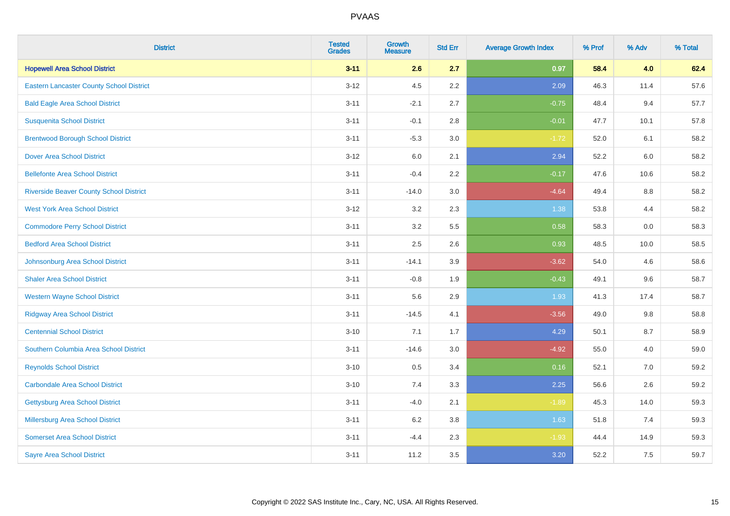# PVAAS

| District | Tested Grades | Growth Measure | Std Err | Average Growth Index | % Prof | % Adv | % Total |
|---|---|---|---|---|---|---|---|
| **Hopewell Area School District** | **3-11** | **2.6** | **2.7** | **0.97** | **58.4** | **4.0** | **62.4** |
| Eastern Lancaster County School District | 3-12 | 4.5 | 2.2 | 2.09 | 46.3 | 11.4 | 57.6 |
| Bald Eagle Area School District | 3-11 | -2.1 | 2.7 | -0.75 | 48.4 | 9.4 | 57.7 |
| Susquenita School District | 3-11 | -0.1 | 2.8 | -0.01 | 47.7 | 10.1 | 57.8 |
| Brentwood Borough School District | 3-11 | -5.3 | 3.0 | -1.72 | 52.0 | 6.1 | 58.2 |
| Dover Area School District | 3-12 | 6.0 | 2.1 | 2.94 | 52.2 | 6.0 | 58.2 |
| Bellefonte Area School District | 3-11 | -0.4 | 2.2 | -0.17 | 47.6 | 10.6 | 58.2 |
| Riverside Beaver County School District | 3-11 | -14.0 | 3.0 | -4.64 | 49.4 | 8.8 | 58.2 |
| West York Area School District | 3-12 | 3.2 | 2.3 | 1.38 | 53.8 | 4.4 | 58.2 |
| Commodore Perry School District | 3-11 | 3.2 | 5.5 | 0.58 | 58.3 | 0.0 | 58.3 |
| Bedford Area School District | 3-11 | 2.5 | 2.6 | 0.93 | 48.5 | 10.0 | 58.5 |
| Johnsonburg Area School District | 3-11 | -14.1 | 3.9 | -3.62 | 54.0 | 4.6 | 58.6 |
| Shaler Area School District | 3-11 | -0.8 | 1.9 | -0.43 | 49.1 | 9.6 | 58.7 |
| Western Wayne School District | 3-11 | 5.6 | 2.9 | 1.93 | 41.3 | 17.4 | 58.7 |
| Ridgway Area School District | 3-11 | -14.5 | 4.1 | -3.56 | 49.0 | 9.8 | 58.8 |
| Centennial School District | 3-10 | 7.1 | 1.7 | 4.29 | 50.1 | 8.7 | 58.9 |
| Southern Columbia Area School District | 3-11 | -14.6 | 3.0 | -4.92 | 55.0 | 4.0 | 59.0 |
| Reynolds School District | 3-10 | 0.5 | 3.4 | 0.16 | 52.1 | 7.0 | 59.2 |
| Carbondale Area School District | 3-10 | 7.4 | 3.3 | 2.25 | 56.6 | 2.6 | 59.2 |
| Gettysburg Area School District | 3-11 | -4.0 | 2.1 | -1.89 | 45.3 | 14.0 | 59.3 |
| Millersburg Area School District | 3-11 | 6.2 | 3.8 | 1.63 | 51.8 | 7.4 | 59.3 |
| Somerset Area School District | 3-11 | -4.4 | 2.3 | -1.93 | 44.4 | 14.9 | 59.3 |
| Sayre Area School District | 3-11 | 11.2 | 3.5 | 3.20 | 52.2 | 7.5 | 59.7 |

Copyright © 2022 SAS Institute Inc., Cary, NC, USA. All Rights Reserved.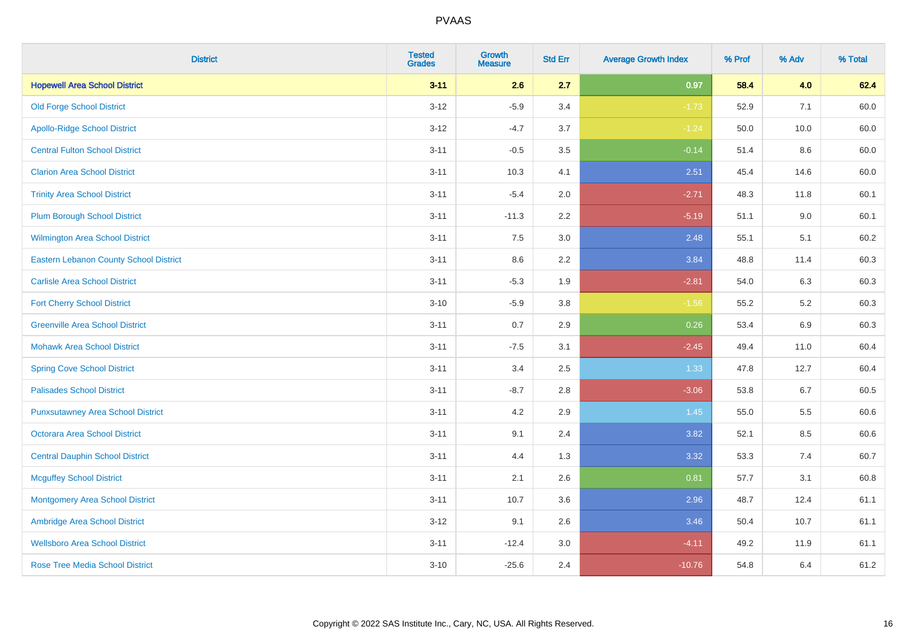PVAAS

| District | Tested Grades | Growth Measure | Std Err | Average Growth Index | % Prof | % Adv | % Total |
|---|---|---|---|---|---|---|---|
| **Hopewell Area School District** | **3-11** | **2.6** | **2.7** | **0.97** | **58.4** | **4.0** | **62.4** |
| Old Forge School District | 3-12 | -5.9 | 3.4 | -1.73 | 52.9 | 7.1 | 60.0 |
| Apollo-Ridge School District | 3-12 | -4.7 | 3.7 | -1.24 | 50.0 | 10.0 | 60.0 |
| Central Fulton School District | 3-11 | -0.5 | 3.5 | -0.14 | 51.4 | 8.6 | 60.0 |
| Clarion Area School District | 3-11 | 10.3 | 4.1 | 2.51 | 45.4 | 14.6 | 60.0 |
| Trinity Area School District | 3-11 | -5.4 | 2.0 | -2.71 | 48.3 | 11.8 | 60.1 |
| Plum Borough School District | 3-11 | -11.3 | 2.2 | -5.19 | 51.1 | 9.0 | 60.1 |
| Wilmington Area School District | 3-11 | 7.5 | 3.0 | 2.48 | 55.1 | 5.1 | 60.2 |
| Eastern Lebanon County School District | 3-11 | 8.6 | 2.2 | 3.84 | 48.8 | 11.4 | 60.3 |
| Carlisle Area School District | 3-11 | -5.3 | 1.9 | -2.81 | 54.0 | 6.3 | 60.3 |
| Fort Cherry School District | 3-10 | -5.9 | 3.8 | -1.56 | 55.2 | 5.2 | 60.3 |
| Greenville Area School District | 3-11 | 0.7 | 2.9 | 0.26 | 53.4 | 6.9 | 60.3 |
| Mohawk Area School District | 3-11 | -7.5 | 3.1 | -2.45 | 49.4 | 11.0 | 60.4 |
| Spring Cove School District | 3-11 | 3.4 | 2.5 | 1.33 | 47.8 | 12.7 | 60.4 |
| Palisades School District | 3-11 | -8.7 | 2.8 | -3.06 | 53.8 | 6.7 | 60.5 |
| Punxsutawney Area School District | 3-11 | 4.2 | 2.9 | 1.45 | 55.0 | 5.5 | 60.6 |
| Octorara Area School District | 3-11 | 9.1 | 2.4 | 3.82 | 52.1 | 8.5 | 60.6 |
| Central Dauphin School District | 3-11 | 4.4 | 1.3 | 3.32 | 53.3 | 7.4 | 60.7 |
| Mcguffey School District | 3-11 | 2.1 | 2.6 | 0.81 | 57.7 | 3.1 | 60.8 |
| Montgomery Area School District | 3-11 | 10.7 | 3.6 | 2.96 | 48.7 | 12.4 | 61.1 |
| Ambridge Area School District | 3-12 | 9.1 | 2.6 | 3.46 | 50.4 | 10.7 | 61.1 |
| Wellsboro Area School District | 3-11 | -12.4 | 3.0 | -4.11 | 49.2 | 11.9 | 61.1 |
| Rose Tree Media School District | 3-10 | -25.6 | 2.4 | -10.76 | 54.8 | 6.4 | 61.2 |

Copyright © 2022 SAS Institute Inc., Cary, NC, USA. All Rights Reserved.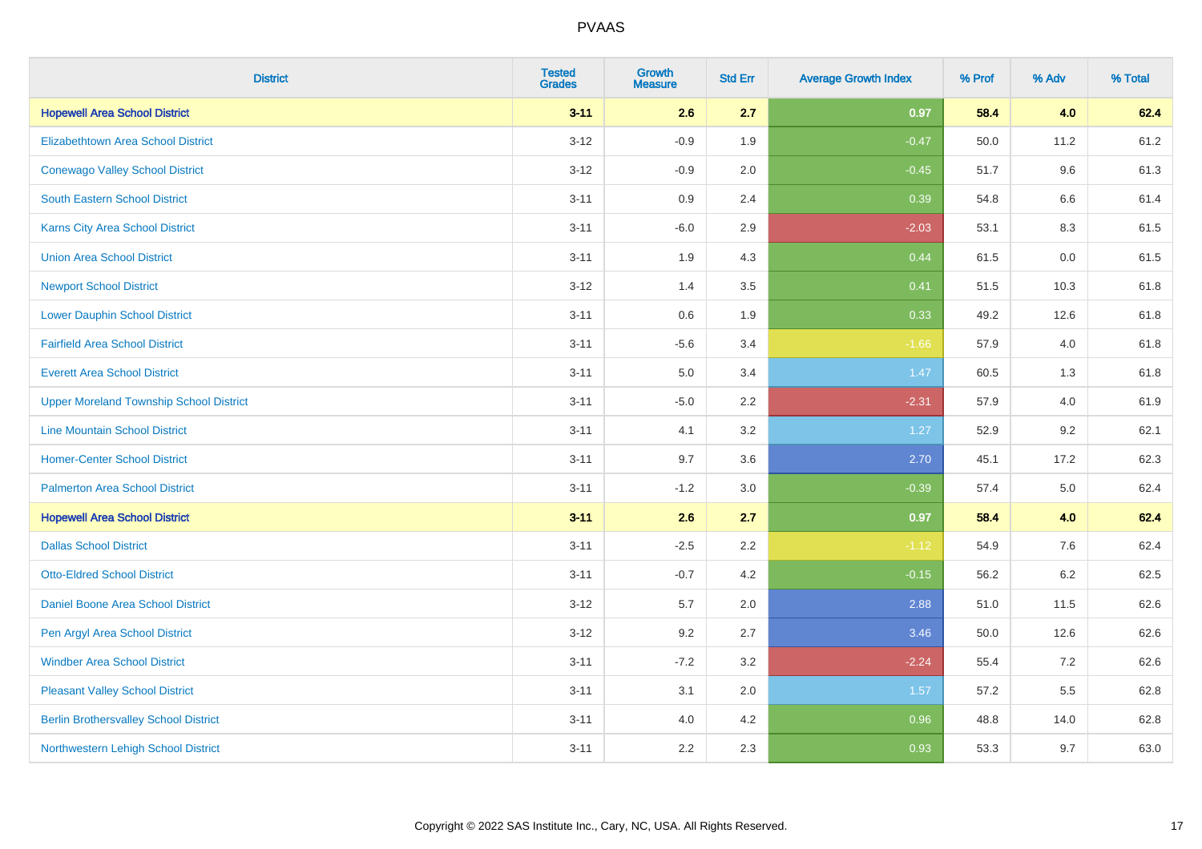# PVAAS

| District | Tested Grades | Growth Measure | Std Err | Average Growth Index | % Prof | % Adv | % Total |
|---|---|---|---|---|---|---|---|
| **Hopewell Area School District** | **3-11** | **2.6** | **2.7** | **0.97** | **58.4** | **4.0** | **62.4** |
| Elizabethtown Area School District | 3-12 | -0.9 | 1.9 | -0.47 | 50.0 | 11.2 | 61.2 |
| Conewago Valley School District | 3-12 | -0.9 | 2.0 | -0.45 | 51.7 | 9.6 | 61.3 |
| South Eastern School District | 3-11 | 0.9 | 2.4 | 0.39 | 54.8 | 6.6 | 61.4 |
| Karns City Area School District | 3-11 | -6.0 | 2.9 | -2.03 | 53.1 | 8.3 | 61.5 |
| Union Area School District | 3-11 | 1.9 | 4.3 | 0.44 | 61.5 | 0.0 | 61.5 |
| Newport School District | 3-12 | 1.4 | 3.5 | 0.41 | 51.5 | 10.3 | 61.8 |
| Lower Dauphin School District | 3-11 | 0.6 | 1.9 | 0.33 | 49.2 | 12.6 | 61.8 |
| Fairfield Area School District | 3-11 | -5.6 | 3.4 | -1.66 | 57.9 | 4.0 | 61.8 |
| Everett Area School District | 3-11 | 5.0 | 3.4 | 1.47 | 60.5 | 1.3 | 61.8 |
| Upper Moreland Township School District | 3-11 | -5.0 | 2.2 | -2.31 | 57.9 | 4.0 | 61.9 |
| Line Mountain School District | 3-11 | 4.1 | 3.2 | 1.27 | 52.9 | 9.2 | 62.1 |
| Homer-Center School District | 3-11 | 9.7 | 3.6 | 2.70 | 45.1 | 17.2 | 62.3 |
| Palmerton Area School District | 3-11 | -1.2 | 3.0 | -0.39 | 57.4 | 5.0 | 62.4 |
| **Hopewell Area School District** | **3-11** | **2.6** | **2.7** | **0.97** | **58.4** | **4.0** | **62.4** |
| Dallas School District | 3-11 | -2.5 | 2.2 | -1.12 | 54.9 | 7.6 | 62.4 |
| Otto-Eldred School District | 3-11 | -0.7 | 4.2 | -0.15 | 56.2 | 6.2 | 62.5 |
| Daniel Boone Area School District | 3-12 | 5.7 | 2.0 | 2.88 | 51.0 | 11.5 | 62.6 |
| Pen Argyl Area School District | 3-12 | 9.2 | 2.7 | 3.46 | 50.0 | 12.6 | 62.6 |
| Windber Area School District | 3-11 | -7.2 | 3.2 | -2.24 | 55.4 | 7.2 | 62.6 |
| Pleasant Valley School District | 3-11 | 3.1 | 2.0 | 1.57 | 57.2 | 5.5 | 62.8 |
| Berlin Brothersvalley School District | 3-11 | 4.0 | 4.2 | 0.96 | 48.8 | 14.0 | 62.8 |
| Northwestern Lehigh School District | 3-11 | 2.2 | 2.3 | 0.93 | 53.3 | 9.7 | 63.0 |

Copyright © 2022 SAS Institute Inc., Cary, NC, USA. All Rights Reserved.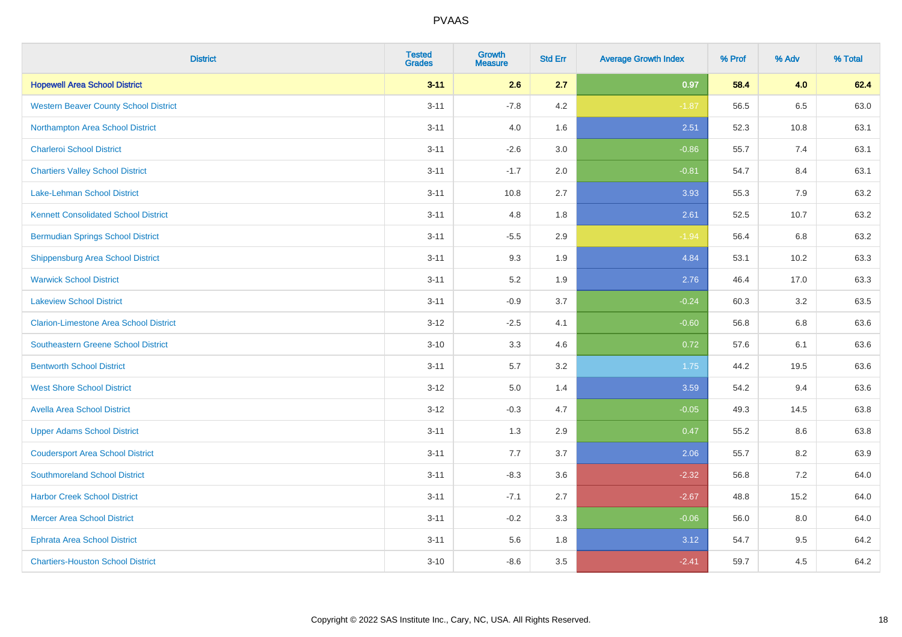PVAAS

| District | Tested Grades | Growth Measure | Std Err | Average Growth Index | % Prof | % Adv | % Total |
|---|---|---|---|---|---|---|---|
| **Hopewell Area School District** | **3-11** | **2.6** | **2.7** | **0.97** | **58.4** | **4.0** | **62.4** |
| Western Beaver County School District | 3-11 | -7.8 | 4.2 | -1.87 | 56.5 | 6.5 | 63.0 |
| Northampton Area School District | 3-11 | 4.0 | 1.6 | 2.51 | 52.3 | 10.8 | 63.1 |
| Charleroi School District | 3-11 | -2.6 | 3.0 | -0.86 | 55.7 | 7.4 | 63.1 |
| Chartiers Valley School District | 3-11 | -1.7 | 2.0 | -0.81 | 54.7 | 8.4 | 63.1 |
| Lake-Lehman School District | 3-11 | 10.8 | 2.7 | 3.93 | 55.3 | 7.9 | 63.2 |
| Kennett Consolidated School District | 3-11 | 4.8 | 1.8 | 2.61 | 52.5 | 10.7 | 63.2 |
| Bermudian Springs School District | 3-11 | -5.5 | 2.9 | -1.94 | 56.4 | 6.8 | 63.2 |
| Shippensburg Area School District | 3-11 | 9.3 | 1.9 | 4.84 | 53.1 | 10.2 | 63.3 |
| Warwick School District | 3-11 | 5.2 | 1.9 | 2.76 | 46.4 | 17.0 | 63.3 |
| Lakeview School District | 3-11 | -0.9 | 3.7 | -0.24 | 60.3 | 3.2 | 63.5 |
| Clarion-Limestone Area School District | 3-12 | -2.5 | 4.1 | -0.60 | 56.8 | 6.8 | 63.6 |
| Southeastern Greene School District | 3-10 | 3.3 | 4.6 | 0.72 | 57.6 | 6.1 | 63.6 |
| Bentworth School District | 3-11 | 5.7 | 3.2 | 1.75 | 44.2 | 19.5 | 63.6 |
| West Shore School District | 3-12 | 5.0 | 1.4 | 3.59 | 54.2 | 9.4 | 63.6 |
| Avella Area School District | 3-12 | -0.3 | 4.7 | -0.05 | 49.3 | 14.5 | 63.8 |
| Upper Adams School District | 3-11 | 1.3 | 2.9 | 0.47 | 55.2 | 8.6 | 63.8 |
| Coudersport Area School District | 3-11 | 7.7 | 3.7 | 2.06 | 55.7 | 8.2 | 63.9 |
| Southmoreland School District | 3-11 | -8.3 | 3.6 | -2.32 | 56.8 | 7.2 | 64.0 |
| Harbor Creek School District | 3-11 | -7.1 | 2.7 | -2.67 | 48.8 | 15.2 | 64.0 |
| Mercer Area School District | 3-11 | -0.2 | 3.3 | -0.06 | 56.0 | 8.0 | 64.0 |
| Ephrata Area School District | 3-11 | 5.6 | 1.8 | 3.12 | 54.7 | 9.5 | 64.2 |
| Chartiers-Houston School District | 3-10 | -8.6 | 3.5 | -2.41 | 59.7 | 4.5 | 64.2 |

Copyright © 2022 SAS Institute Inc., Cary, NC, USA. All Rights Reserved.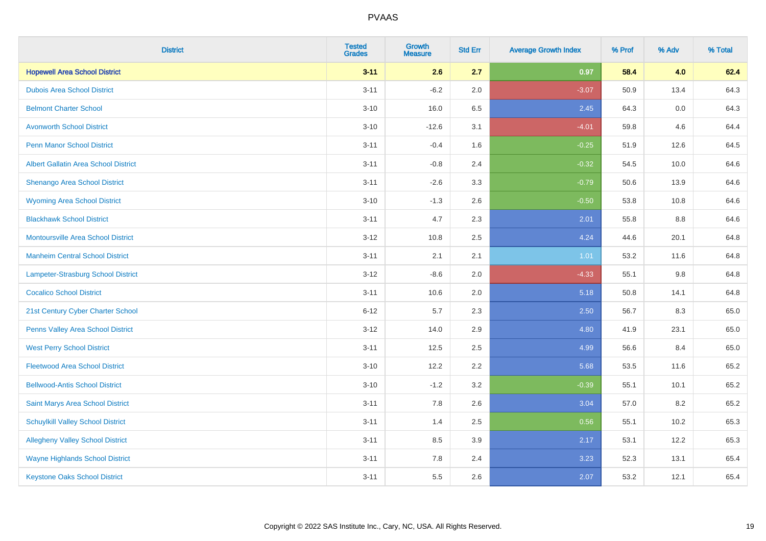| District | Tested Grades | Growth Measure | Std Err | Average Growth Index | % Prof | % Adv | % Total |
|---|---|---|---|---|---|---|---|
| **Hopewell Area School District** | **3-11** | **2.6** | **2.7** | **0.97** | **58.4** | **4.0** | **62.4** |
| Dubois Area School District | 3-11 | -6.2 | 2.0 | -3.07 | 50.9 | 13.4 | 64.3 |
| Belmont Charter School | 3-10 | 16.0 | 6.5 | 2.45 | 64.3 | 0.0 | 64.3 |
| Avonworth School District | 3-10 | -12.6 | 3.1 | -4.01 | 59.8 | 4.6 | 64.4 |
| Penn Manor School District | 3-11 | -0.4 | 1.6 | -0.25 | 51.9 | 12.6 | 64.5 |
| Albert Gallatin Area School District | 3-11 | -0.8 | 2.4 | -0.32 | 54.5 | 10.0 | 64.6 |
| Shenango Area School District | 3-11 | -2.6 | 3.3 | -0.79 | 50.6 | 13.9 | 64.6 |
| Wyoming Area School District | 3-10 | -1.3 | 2.6 | -0.50 | 53.8 | 10.8 | 64.6 |
| Blackhawk School District | 3-11 | 4.7 | 2.3 | 2.01 | 55.8 | 8.8 | 64.6 |
| Montoursville Area School District | 3-12 | 10.8 | 2.5 | 4.24 | 44.6 | 20.1 | 64.8 |
| Manheim Central School District | 3-11 | 2.1 | 2.1 | 1.01 | 53.2 | 11.6 | 64.8 |
| Lampeter-Strasburg School District | 3-12 | -8.6 | 2.0 | -4.33 | 55.1 | 9.8 | 64.8 |
| Cocalico School District | 3-11 | 10.6 | 2.0 | 5.18 | 50.8 | 14.1 | 64.8 |
| 21st Century Cyber Charter School | 6-12 | 5.7 | 2.3 | 2.50 | 56.7 | 8.3 | 65.0 |
| Penns Valley Area School District | 3-12 | 14.0 | 2.9 | 4.80 | 41.9 | 23.1 | 65.0 |
| West Perry School District | 3-11 | 12.5 | 2.5 | 4.99 | 56.6 | 8.4 | 65.0 |
| Fleetwood Area School District | 3-10 | 12.2 | 2.2 | 5.68 | 53.5 | 11.6 | 65.2 |
| Bellwood-Antis School District | 3-10 | -1.2 | 3.2 | -0.39 | 55.1 | 10.1 | 65.2 |
| Saint Marys Area School District | 3-11 | 7.8 | 2.6 | 3.04 | 57.0 | 8.2 | 65.2 |
| Schuylkill Valley School District | 3-11 | 1.4 | 2.5 | 0.56 | 55.1 | 10.2 | 65.3 |
| Allegheny Valley School District | 3-11 | 8.5 | 3.9 | 2.17 | 53.1 | 12.2 | 65.3 |
| Wayne Highlands School District | 3-11 | 7.8 | 2.4 | 3.23 | 52.3 | 13.1 | 65.4 |
| Keystone Oaks School District | 3-11 | 5.5 | 2.6 | 2.07 | 53.2 | 12.1 | 65.4 |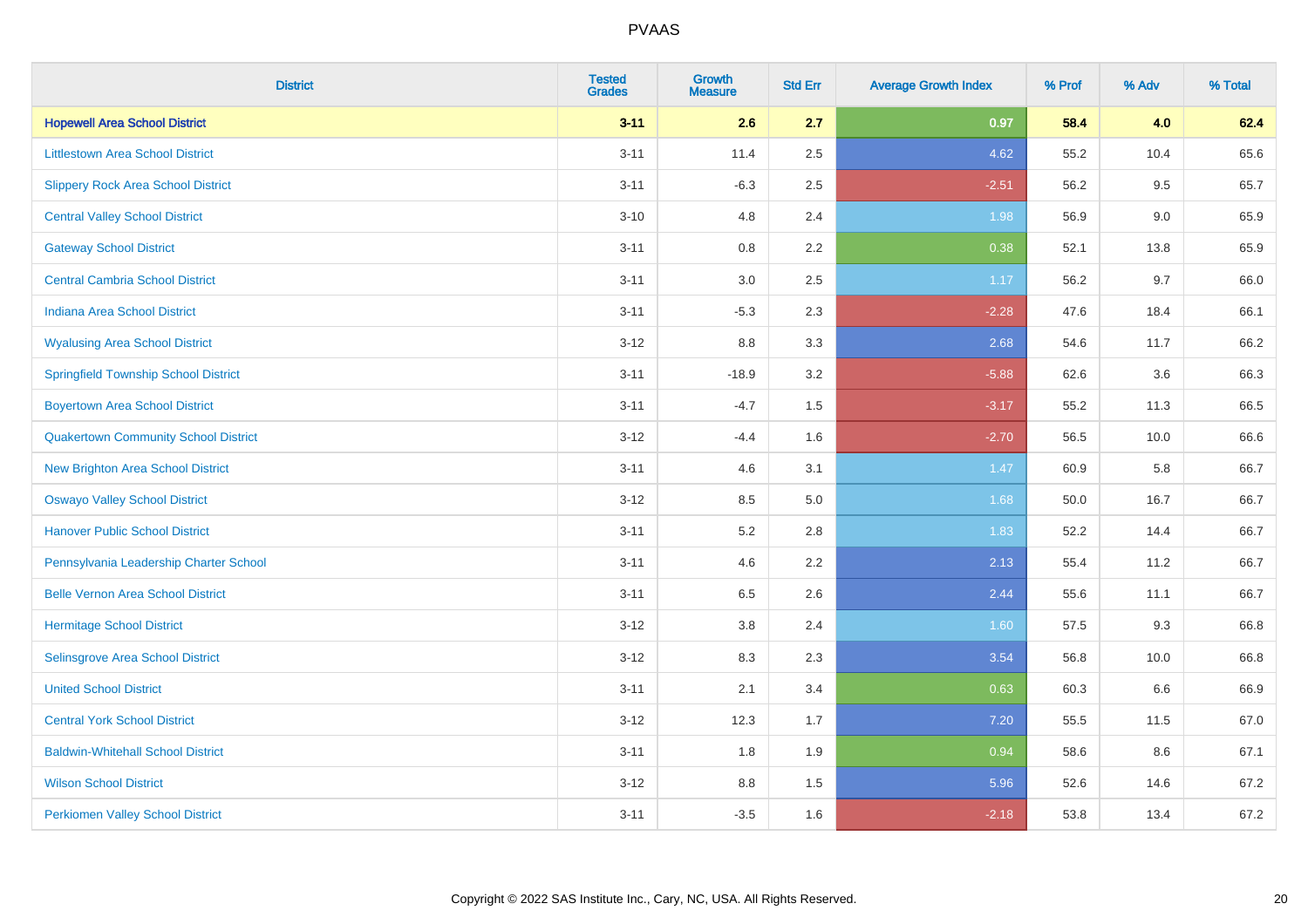PVAAS

| District | Tested Grades | Growth Measure | Std Err | Average Growth Index | % Prof | % Adv | % Total |
|---|---|---|---|---|---|---|---|
| **Hopewell Area School District** | **3-11** | **2.6** | **2.7** | **0.97** | **58.4** | **4.0** | **62.4** |
| Littlestown Area School District | 3-11 | 11.4 | 2.5 | 4.62 | 55.2 | 10.4 | 65.6 |
| Slippery Rock Area School District | 3-11 | -6.3 | 2.5 | -2.51 | 56.2 | 9.5 | 65.7 |
| Central Valley School District | 3-10 | 4.8 | 2.4 | 1.98 | 56.9 | 9.0 | 65.9 |
| Gateway School District | 3-11 | 0.8 | 2.2 | 0.38 | 52.1 | 13.8 | 65.9 |
| Central Cambria School District | 3-11 | 3.0 | 2.5 | 1.17 | 56.2 | 9.7 | 66.0 |
| Indiana Area School District | 3-11 | -5.3 | 2.3 | -2.28 | 47.6 | 18.4 | 66.1 |
| Wyalusing Area School District | 3-12 | 8.8 | 3.3 | 2.68 | 54.6 | 11.7 | 66.2 |
| Springfield Township School District | 3-11 | -18.9 | 3.2 | -5.88 | 62.6 | 3.6 | 66.3 |
| Boyertown Area School District | 3-11 | -4.7 | 1.5 | -3.17 | 55.2 | 11.3 | 66.5 |
| Quakertown Community School District | 3-12 | -4.4 | 1.6 | -2.70 | 56.5 | 10.0 | 66.6 |
| New Brighton Area School District | 3-11 | 4.6 | 3.1 | 1.47 | 60.9 | 5.8 | 66.7 |
| Oswayo Valley School District | 3-12 | 8.5 | 5.0 | 1.68 | 50.0 | 16.7 | 66.7 |
| Hanover Public School District | 3-11 | 5.2 | 2.8 | 1.83 | 52.2 | 14.4 | 66.7 |
| Pennsylvania Leadership Charter School | 3-11 | 4.6 | 2.2 | 2.13 | 55.4 | 11.2 | 66.7 |
| Belle Vernon Area School District | 3-11 | 6.5 | 2.6 | 2.44 | 55.6 | 11.1 | 66.7 |
| Hermitage School District | 3-12 | 3.8 | 2.4 | 1.60 | 57.5 | 9.3 | 66.8 |
| Selinsgrove Area School District | 3-12 | 8.3 | 2.3 | 3.54 | 56.8 | 10.0 | 66.8 |
| United School District | 3-11 | 2.1 | 3.4 | 0.63 | 60.3 | 6.6 | 66.9 |
| Central York School District | 3-12 | 12.3 | 1.7 | 7.20 | 55.5 | 11.5 | 67.0 |
| Baldwin-Whitehall School District | 3-11 | 1.8 | 1.9 | 0.94 | 58.6 | 8.6 | 67.1 |
| Wilson School District | 3-12 | 8.8 | 1.5 | 5.96 | 52.6 | 14.6 | 67.2 |
| Perkiomen Valley School District | 3-11 | -3.5 | 1.6 | -2.18 | 53.8 | 13.4 | 67.2 |

Copyright © 2022 SAS Institute Inc., Cary, NC, USA. All Rights Reserved.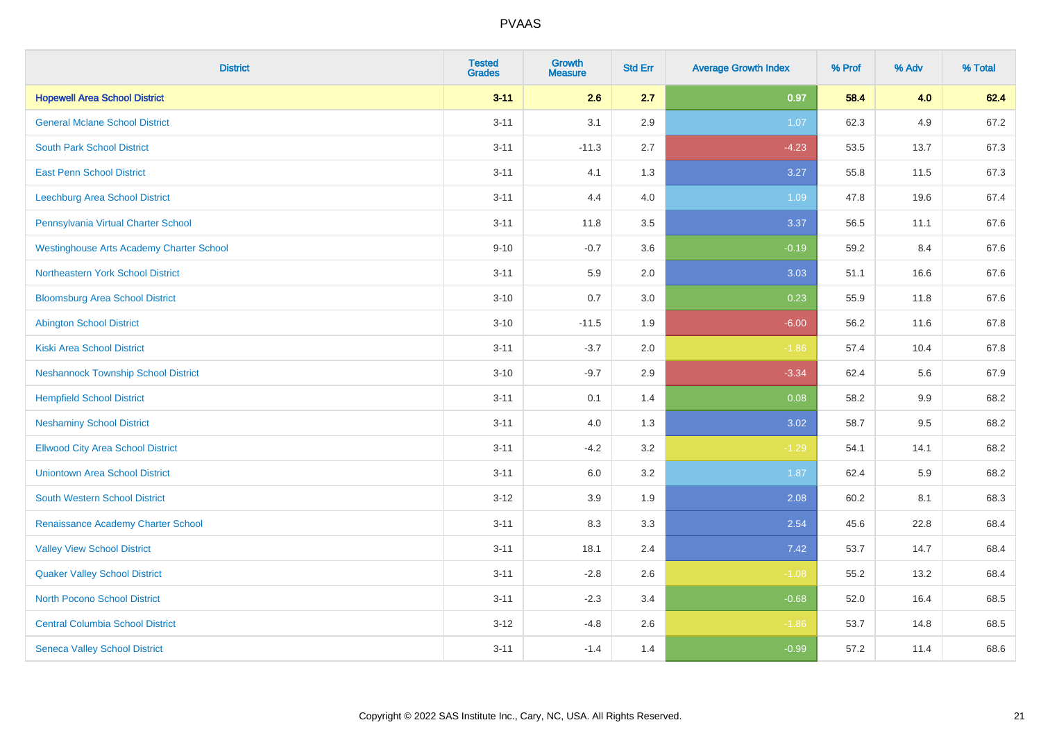# PVAAS

| District | Tested Grades | Growth Measure | Std Err | Average Growth Index | % Prof | % Adv | % Total |
|---|---|---|---|---|---|---|---|
| **Hopewell Area School District** | **3-11** | **2.6** | **2.7** | **0.97** | **58.4** | **4.0** | **62.4** |
| General Mclane School District | 3-11 | 3.1 | 2.9 | 1.07 | 62.3 | 4.9 | 67.2 |
| South Park School District | 3-11 | -11.3 | 2.7 | -4.23 | 53.5 | 13.7 | 67.3 |
| East Penn School District | 3-11 | 4.1 | 1.3 | 3.27 | 55.8 | 11.5 | 67.3 |
| Leechburg Area School District | 3-11 | 4.4 | 4.0 | 1.09 | 47.8 | 19.6 | 67.4 |
| Pennsylvania Virtual Charter School | 3-11 | 11.8 | 3.5 | 3.37 | 56.5 | 11.1 | 67.6 |
| Westinghouse Arts Academy Charter School | 9-10 | -0.7 | 3.6 | -0.19 | 59.2 | 8.4 | 67.6 |
| Northeastern York School District | 3-11 | 5.9 | 2.0 | 3.03 | 51.1 | 16.6 | 67.6 |
| Bloomsburg Area School District | 3-10 | 0.7 | 3.0 | 0.23 | 55.9 | 11.8 | 67.6 |
| Abington School District | 3-10 | -11.5 | 1.9 | -6.00 | 56.2 | 11.6 | 67.8 |
| Kiski Area School District | 3-11 | -3.7 | 2.0 | -1.86 | 57.4 | 10.4 | 67.8 |
| Neshannock Township School District | 3-10 | -9.7 | 2.9 | -3.34 | 62.4 | 5.6 | 67.9 |
| Hempfield School District | 3-11 | 0.1 | 1.4 | 0.08 | 58.2 | 9.9 | 68.2 |
| Neshaminy School District | 3-11 | 4.0 | 1.3 | 3.02 | 58.7 | 9.5 | 68.2 |
| Ellwood City Area School District | 3-11 | -4.2 | 3.2 | -1.29 | 54.1 | 14.1 | 68.2 |
| Uniontown Area School District | 3-11 | 6.0 | 3.2 | 1.87 | 62.4 | 5.9 | 68.2 |
| South Western School District | 3-12 | 3.9 | 1.9 | 2.08 | 60.2 | 8.1 | 68.3 |
| Renaissance Academy Charter School | 3-11 | 8.3 | 3.3 | 2.54 | 45.6 | 22.8 | 68.4 |
| Valley View School District | 3-11 | 18.1 | 2.4 | 7.42 | 53.7 | 14.7 | 68.4 |
| Quaker Valley School District | 3-11 | -2.8 | 2.6 | -1.08 | 55.2 | 13.2 | 68.4 |
| North Pocono School District | 3-11 | -2.3 | 3.4 | -0.68 | 52.0 | 16.4 | 68.5 |
| Central Columbia School District | 3-12 | -4.8 | 2.6 | -1.86 | 53.7 | 14.8 | 68.5 |
| Seneca Valley School District | 3-11 | -1.4 | 1.4 | -0.99 | 57.2 | 11.4 | 68.6 |

Copyright © 2022 SAS Institute Inc., Cary, NC, USA. All Rights Reserved.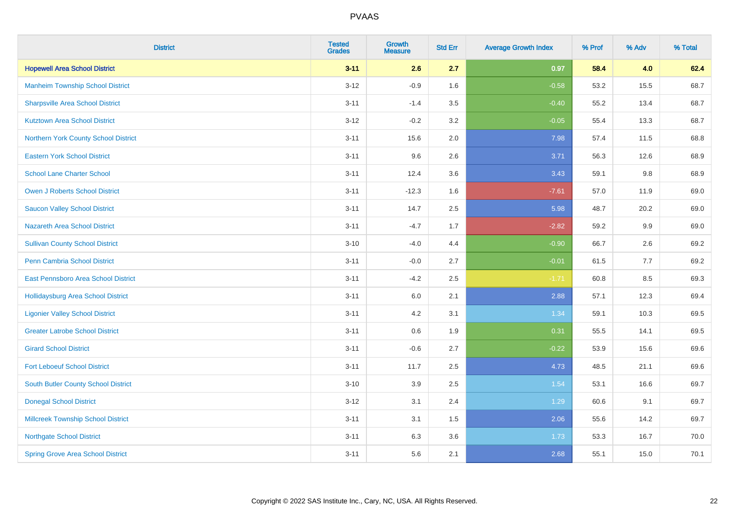# PVAAS

| District | Tested Grades | Growth Measure | Std Err | Average Growth Index | % Prof | % Adv | % Total |
|---|---|---|---|---|---|---|---|
| **Hopewell Area School District** | **3-11** | **2.6** | **2.7** | **0.97** | **58.4** | **4.0** | **62.4** |
| Manheim Township School District | 3-12 | -0.9 | 1.6 | -0.58 | 53.2 | 15.5 | 68.7 |
| Sharpsville Area School District | 3-11 | -1.4 | 3.5 | -0.40 | 55.2 | 13.4 | 68.7 |
| Kutztown Area School District | 3-12 | -0.2 | 3.2 | -0.05 | 55.4 | 13.3 | 68.7 |
| Northern York County School District | 3-11 | 15.6 | 2.0 | 7.98 | 57.4 | 11.5 | 68.8 |
| Eastern York School District | 3-11 | 9.6 | 2.6 | 3.71 | 56.3 | 12.6 | 68.9 |
| School Lane Charter School | 3-11 | 12.4 | 3.6 | 3.43 | 59.1 | 9.8 | 68.9 |
| Owen J Roberts School District | 3-11 | -12.3 | 1.6 | -7.61 | 57.0 | 11.9 | 69.0 |
| Saucon Valley School District | 3-11 | 14.7 | 2.5 | 5.98 | 48.7 | 20.2 | 69.0 |
| Nazareth Area School District | 3-11 | -4.7 | 1.7 | -2.82 | 59.2 | 9.9 | 69.0 |
| Sullivan County School District | 3-10 | -4.0 | 4.4 | -0.90 | 66.7 | 2.6 | 69.2 |
| Penn Cambria School District | 3-11 | -0.0 | 2.7 | -0.01 | 61.5 | 7.7 | 69.2 |
| East Pennsboro Area School District | 3-11 | -4.2 | 2.5 | -1.71 | 60.8 | 8.5 | 69.3 |
| Hollidaysburg Area School District | 3-11 | 6.0 | 2.1 | 2.88 | 57.1 | 12.3 | 69.4 |
| Ligonier Valley School District | 3-11 | 4.2 | 3.1 | 1.34 | 59.1 | 10.3 | 69.5 |
| Greater Latrobe School District | 3-11 | 0.6 | 1.9 | 0.31 | 55.5 | 14.1 | 69.5 |
| Girard School District | 3-11 | -0.6 | 2.7 | -0.22 | 53.9 | 15.6 | 69.6 |
| Fort Leboeuf School District | 3-11 | 11.7 | 2.5 | 4.73 | 48.5 | 21.1 | 69.6 |
| South Butler County School District | 3-10 | 3.9 | 2.5 | 1.54 | 53.1 | 16.6 | 69.7 |
| Donegal School District | 3-12 | 3.1 | 2.4 | 1.29 | 60.6 | 9.1 | 69.7 |
| Millcreek Township School District | 3-11 | 3.1 | 1.5 | 2.06 | 55.6 | 14.2 | 69.7 |
| Northgate School District | 3-11 | 6.3 | 3.6 | 1.73 | 53.3 | 16.7 | 70.0 |
| Spring Grove Area School District | 3-11 | 5.6 | 2.1 | 2.68 | 55.1 | 15.0 | 70.1 |

Copyright © 2022 SAS Institute Inc., Cary, NC, USA. All Rights Reserved.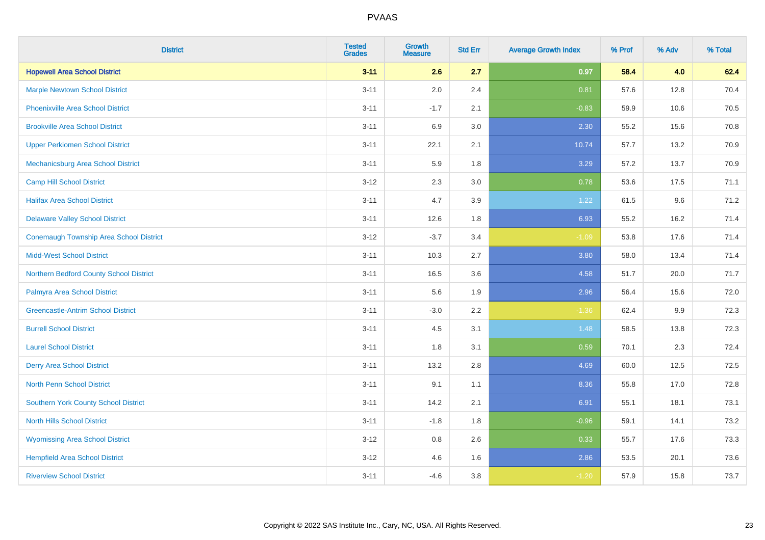# PVAAS

| District | Tested Grades | Growth Measure | Std Err | Average Growth Index | % Prof | % Adv | % Total |
|---|---|---|---|---|---|---|---|
| **Hopewell Area School District** | **3-11** | **2.6** | **2.7** | **0.97** | **58.4** | **4.0** | **62.4** |
| Marple Newtown School District | 3-11 | 2.0 | 2.4 | 0.81 | 57.6 | 12.8 | 70.4 |
| Phoenixville Area School District | 3-11 | -1.7 | 2.1 | -0.83 | 59.9 | 10.6 | 70.5 |
| Brookville Area School District | 3-11 | 6.9 | 3.0 | 2.30 | 55.2 | 15.6 | 70.8 |
| Upper Perkiomen School District | 3-11 | 22.1 | 2.1 | 10.74 | 57.7 | 13.2 | 70.9 |
| Mechanicsburg Area School District | 3-11 | 5.9 | 1.8 | 3.29 | 57.2 | 13.7 | 70.9 |
| Camp Hill School District | 3-12 | 2.3 | 3.0 | 0.78 | 53.6 | 17.5 | 71.1 |
| Halifax Area School District | 3-11 | 4.7 | 3.9 | 1.22 | 61.5 | 9.6 | 71.2 |
| Delaware Valley School District | 3-11 | 12.6 | 1.8 | 6.93 | 55.2 | 16.2 | 71.4 |
| Conemaugh Township Area School District | 3-12 | -3.7 | 3.4 | -1.09 | 53.8 | 17.6 | 71.4 |
| Midd-West School District | 3-11 | 10.3 | 2.7 | 3.80 | 58.0 | 13.4 | 71.4 |
| Northern Bedford County School District | 3-11 | 16.5 | 3.6 | 4.58 | 51.7 | 20.0 | 71.7 |
| Palmyra Area School District | 3-11 | 5.6 | 1.9 | 2.96 | 56.4 | 15.6 | 72.0 |
| Greencastle-Antrim School District | 3-11 | -3.0 | 2.2 | -1.36 | 62.4 | 9.9 | 72.3 |
| Burrell School District | 3-11 | 4.5 | 3.1 | 1.48 | 58.5 | 13.8 | 72.3 |
| Laurel School District | 3-11 | 1.8 | 3.1 | 0.59 | 70.1 | 2.3 | 72.4 |
| Derry Area School District | 3-11 | 13.2 | 2.8 | 4.69 | 60.0 | 12.5 | 72.5 |
| North Penn School District | 3-11 | 9.1 | 1.1 | 8.36 | 55.8 | 17.0 | 72.8 |
| Southern York County School District | 3-11 | 14.2 | 2.1 | 6.91 | 55.1 | 18.1 | 73.1 |
| North Hills School District | 3-11 | -1.8 | 1.8 | -0.96 | 59.1 | 14.1 | 73.2 |
| Wyomissing Area School District | 3-12 | 0.8 | 2.6 | 0.33 | 55.7 | 17.6 | 73.3 |
| Hempfield Area School District | 3-12 | 4.6 | 1.6 | 2.86 | 53.5 | 20.1 | 73.6 |
| Riverview School District | 3-11 | -4.6 | 3.8 | -1.20 | 57.9 | 15.8 | 73.7 |

Copyright © 2022 SAS Institute Inc., Cary, NC, USA. All Rights Reserved.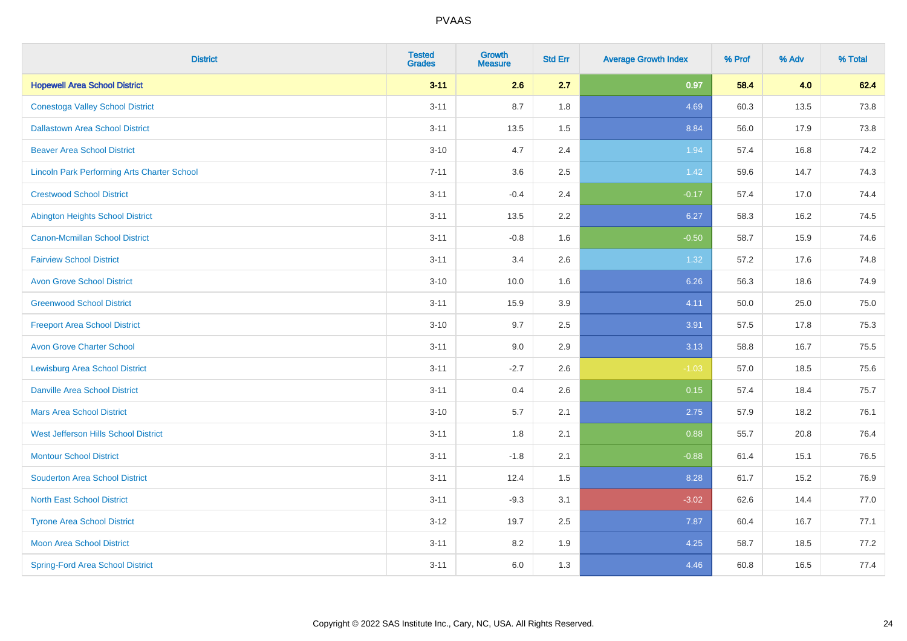# PVAAS

| District | Tested Grades | Growth Measure | Std Err | Average Growth Index | % Prof | % Adv | % Total |
|---|---|---|---|---|---|---|---|
| **Hopewell Area School District** | **3-11** | **2.6** | **2.7** | **0.97** | **58.4** | **4.0** | **62.4** |
| Conestoga Valley School District | 3-11 | 8.7 | 1.8 | 4.69 | 60.3 | 13.5 | 73.8 |
| Dallastown Area School District | 3-11 | 13.5 | 1.5 | 8.84 | 56.0 | 17.9 | 73.8 |
| Beaver Area School District | 3-10 | 4.7 | 2.4 | 1.94 | 57.4 | 16.8 | 74.2 |
| Lincoln Park Performing Arts Charter School | 7-11 | 3.6 | 2.5 | 1.42 | 59.6 | 14.7 | 74.3 |
| Crestwood School District | 3-11 | -0.4 | 2.4 | -0.17 | 57.4 | 17.0 | 74.4 |
| Abington Heights School District | 3-11 | 13.5 | 2.2 | 6.27 | 58.3 | 16.2 | 74.5 |
| Canon-Mcmillan School District | 3-11 | -0.8 | 1.6 | -0.50 | 58.7 | 15.9 | 74.6 |
| Fairview School District | 3-11 | 3.4 | 2.6 | 1.32 | 57.2 | 17.6 | 74.8 |
| Avon Grove School District | 3-10 | 10.0 | 1.6 | 6.26 | 56.3 | 18.6 | 74.9 |
| Greenwood School District | 3-11 | 15.9 | 3.9 | 4.11 | 50.0 | 25.0 | 75.0 |
| Freeport Area School District | 3-10 | 9.7 | 2.5 | 3.91 | 57.5 | 17.8 | 75.3 |
| Avon Grove Charter School | 3-11 | 9.0 | 2.9 | 3.13 | 58.8 | 16.7 | 75.5 |
| Lewisburg Area School District | 3-11 | -2.7 | 2.6 | -1.03 | 57.0 | 18.5 | 75.6 |
| Danville Area School District | 3-11 | 0.4 | 2.6 | 0.15 | 57.4 | 18.4 | 75.7 |
| Mars Area School District | 3-10 | 5.7 | 2.1 | 2.75 | 57.9 | 18.2 | 76.1 |
| West Jefferson Hills School District | 3-11 | 1.8 | 2.1 | 0.88 | 55.7 | 20.8 | 76.4 |
| Montour School District | 3-11 | -1.8 | 2.1 | -0.88 | 61.4 | 15.1 | 76.5 |
| Souderton Area School District | 3-11 | 12.4 | 1.5 | 8.28 | 61.7 | 15.2 | 76.9 |
| North East School District | 3-11 | -9.3 | 3.1 | -3.02 | 62.6 | 14.4 | 77.0 |
| Tyrone Area School District | 3-12 | 19.7 | 2.5 | 7.87 | 60.4 | 16.7 | 77.1 |
| Moon Area School District | 3-11 | 8.2 | 1.9 | 4.25 | 58.7 | 18.5 | 77.2 |
| Spring-Ford Area School District | 3-11 | 6.0 | 1.3 | 4.46 | 60.8 | 16.5 | 77.4 |

Copyright © 2022 SAS Institute Inc., Cary, NC, USA. All Rights Reserved.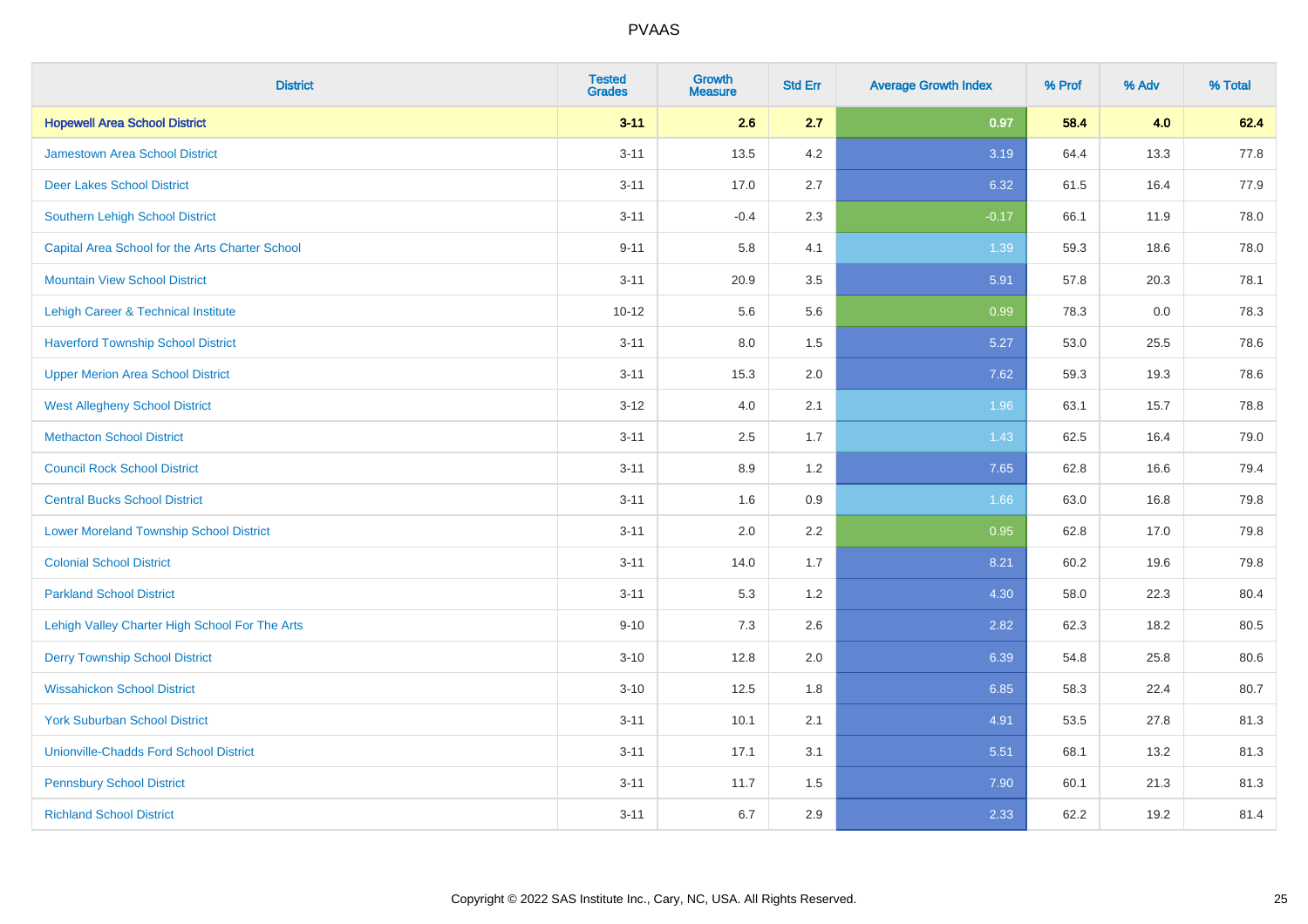| District | Tested Grades | Growth Measure | Std Err | Average Growth Index | % Prof | % Adv | % Total |
|---|---|---|---|---|---|---|---|
| **Hopewell Area School District** | **3-11** | **2.6** | **2.7** | **0.97** | **58.4** | **4.0** | **62.4** |
| Jamestown Area School District | 3-11 | 13.5 | 4.2 | 3.19 | 64.4 | 13.3 | 77.8 |
| Deer Lakes School District | 3-11 | 17.0 | 2.7 | 6.32 | 61.5 | 16.4 | 77.9 |
| Southern Lehigh School District | 3-11 | -0.4 | 2.3 | -0.17 | 66.1 | 11.9 | 78.0 |
| Capital Area School for the Arts Charter School | 9-11 | 5.8 | 4.1 | 1.39 | 59.3 | 18.6 | 78.0 |
| Mountain View School District | 3-11 | 20.9 | 3.5 | 5.91 | 57.8 | 20.3 | 78.1 |
| Lehigh Career & Technical Institute | 10-12 | 5.6 | 5.6 | 0.99 | 78.3 | 0.0 | 78.3 |
| Haverford Township School District | 3-11 | 8.0 | 1.5 | 5.27 | 53.0 | 25.5 | 78.6 |
| Upper Merion Area School District | 3-11 | 15.3 | 2.0 | 7.62 | 59.3 | 19.3 | 78.6 |
| West Allegheny School District | 3-12 | 4.0 | 2.1 | 1.96 | 63.1 | 15.7 | 78.8 |
| Methacton School District | 3-11 | 2.5 | 1.7 | 1.43 | 62.5 | 16.4 | 79.0 |
| Council Rock School District | 3-11 | 8.9 | 1.2 | 7.65 | 62.8 | 16.6 | 79.4 |
| Central Bucks School District | 3-11 | 1.6 | 0.9 | 1.66 | 63.0 | 16.8 | 79.8 |
| Lower Moreland Township School District | 3-11 | 2.0 | 2.2 | 0.95 | 62.8 | 17.0 | 79.8 |
| Colonial School District | 3-11 | 14.0 | 1.7 | 8.21 | 60.2 | 19.6 | 79.8 |
| Parkland School District | 3-11 | 5.3 | 1.2 | 4.30 | 58.0 | 22.3 | 80.4 |
| Lehigh Valley Charter High School For The Arts | 9-10 | 7.3 | 2.6 | 2.82 | 62.3 | 18.2 | 80.5 |
| Derry Township School District | 3-10 | 12.8 | 2.0 | 6.39 | 54.8 | 25.8 | 80.6 |
| Wissahickon School District | 3-10 | 12.5 | 1.8 | 6.85 | 58.3 | 22.4 | 80.7 |
| York Suburban School District | 3-11 | 10.1 | 2.1 | 4.91 | 53.5 | 27.8 | 81.3 |
| Unionville-Chadds Ford School District | 3-11 | 17.1 | 3.1 | 5.51 | 68.1 | 13.2 | 81.3 |
| Pennsbury School District | 3-11 | 11.7 | 1.5 | 7.90 | 60.1 | 21.3 | 81.3 |
| Richland School District | 3-11 | 6.7 | 2.9 | 2.33 | 62.2 | 19.2 | 81.4 |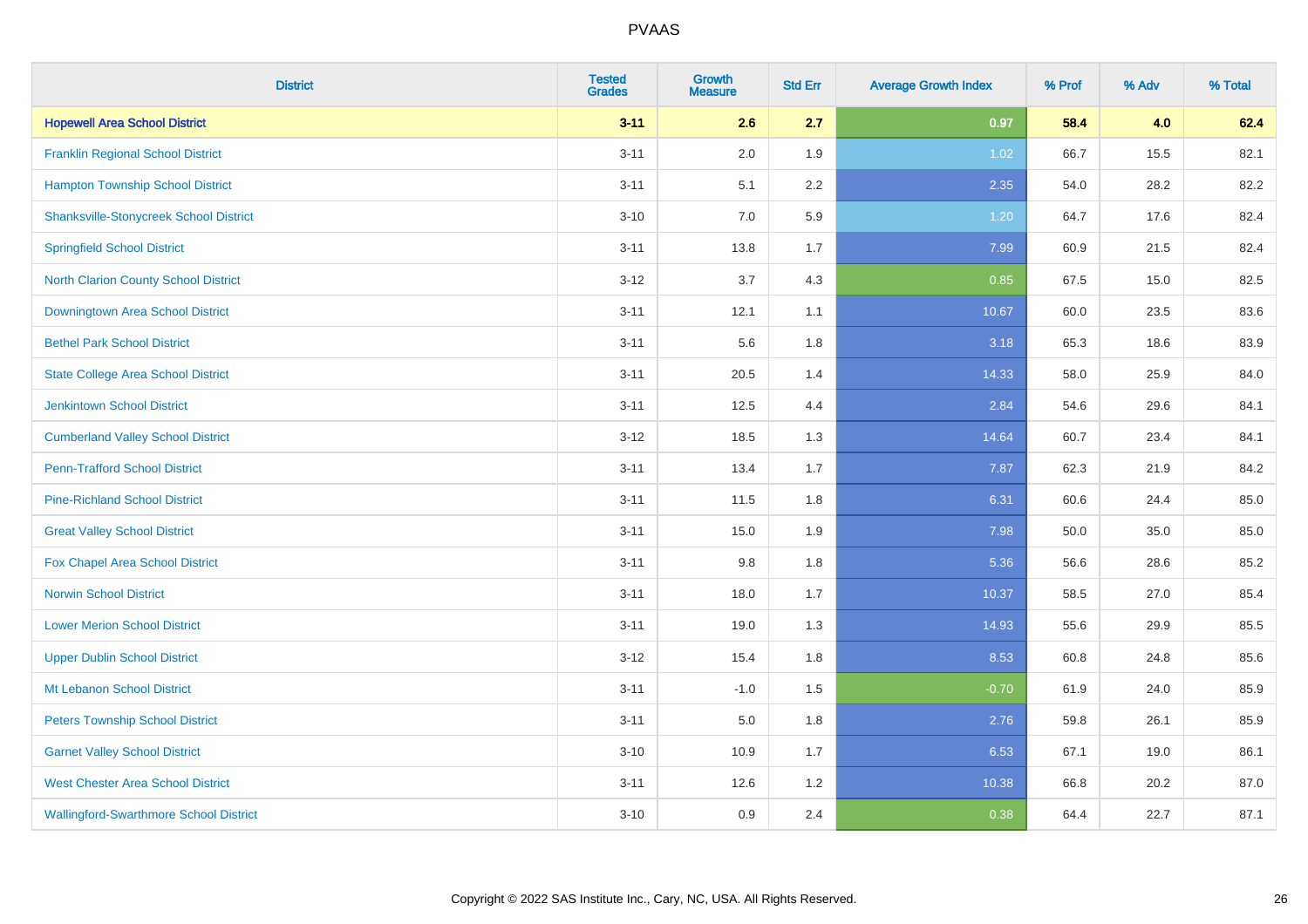# PVAAS

| District | Tested Grades | Growth Measure | Std Err | Average Growth Index | % Prof | % Adv | % Total |
|---|---|---|---|---|---|---|---|
| **Hopewell Area School District** | **3-11** | **2.6** | **2.7** | **0.97** | **58.4** | **4.0** | **62.4** |
| Franklin Regional School District | 3-11 | 2.0 | 1.9 | 1.02 | 66.7 | 15.5 | 82.1 |
| Hampton Township School District | 3-11 | 5.1 | 2.2 | 2.35 | 54.0 | 28.2 | 82.2 |
| Shanksville-Stonycreek School District | 3-10 | 7.0 | 5.9 | 1.20 | 64.7 | 17.6 | 82.4 |
| Springfield School District | 3-11 | 13.8 | 1.7 | 7.99 | 60.9 | 21.5 | 82.4 |
| North Clarion County School District | 3-12 | 3.7 | 4.3 | 0.85 | 67.5 | 15.0 | 82.5 |
| Downingtown Area School District | 3-11 | 12.1 | 1.1 | 10.67 | 60.0 | 23.5 | 83.6 |
| Bethel Park School District | 3-11 | 5.6 | 1.8 | 3.18 | 65.3 | 18.6 | 83.9 |
| State College Area School District | 3-11 | 20.5 | 1.4 | 14.33 | 58.0 | 25.9 | 84.0 |
| Jenkintown School District | 3-11 | 12.5 | 4.4 | 2.84 | 54.6 | 29.6 | 84.1 |
| Cumberland Valley School District | 3-12 | 18.5 | 1.3 | 14.64 | 60.7 | 23.4 | 84.1 |
| Penn-Trafford School District | 3-11 | 13.4 | 1.7 | 7.87 | 62.3 | 21.9 | 84.2 |
| Pine-Richland School District | 3-11 | 11.5 | 1.8 | 6.31 | 60.6 | 24.4 | 85.0 |
| Great Valley School District | 3-11 | 15.0 | 1.9 | 7.98 | 50.0 | 35.0 | 85.0 |
| Fox Chapel Area School District | 3-11 | 9.8 | 1.8 | 5.36 | 56.6 | 28.6 | 85.2 |
| Norwin School District | 3-11 | 18.0 | 1.7 | 10.37 | 58.5 | 27.0 | 85.4 |
| Lower Merion School District | 3-11 | 19.0 | 1.3 | 14.93 | 55.6 | 29.9 | 85.5 |
| Upper Dublin School District | 3-12 | 15.4 | 1.8 | 8.53 | 60.8 | 24.8 | 85.6 |
| Mt Lebanon School District | 3-11 | -1.0 | 1.5 | -0.70 | 61.9 | 24.0 | 85.9 |
| Peters Township School District | 3-11 | 5.0 | 1.8 | 2.76 | 59.8 | 26.1 | 85.9 |
| Garnet Valley School District | 3-10 | 10.9 | 1.7 | 6.53 | 67.1 | 19.0 | 86.1 |
| West Chester Area School District | 3-11 | 12.6 | 1.2 | 10.38 | 66.8 | 20.2 | 87.0 |
| Wallingford-Swarthmore School District | 3-10 | 0.9 | 2.4 | 0.38 | 64.4 | 22.7 | 87.1 |

Copyright © 2022 SAS Institute Inc., Cary, NC, USA. All Rights Reserved.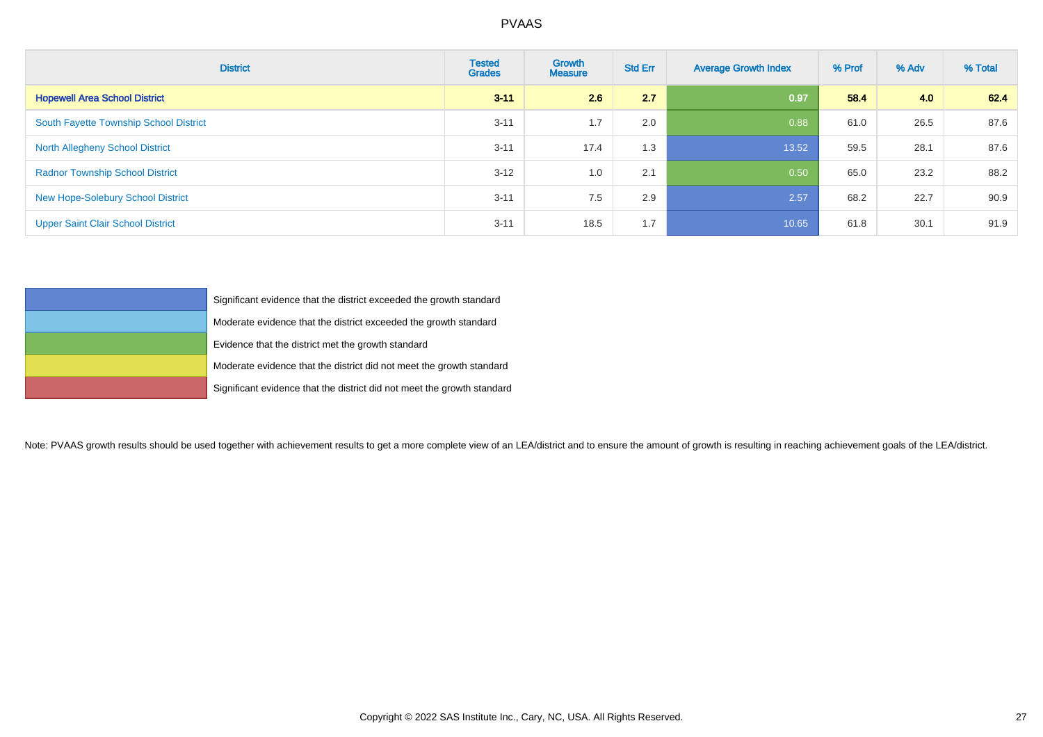# PVAAS

| District | Tested Grades | Growth Measure | Std Err | Average Growth Index | % Prof | % Adv | % Total |
|---|---|---|---|---|---|---|---|
| **Hopewell Area School District** | **3-11** | **2.6** | **2.7** | **0.97** | **58.4** | **4.0** | **62.4** |
| South Fayette Township School District | 3-11 | 1.7 | 2.0 | 0.88 | 61.0 | 26.5 | 87.6 |
| North Allegheny School District | 3-11 | 17.4 | 1.3 | 13.52 | 59.5 | 28.1 | 87.6 |
| Radnor Township School District | 3-12 | 1.0 | 2.1 | 0.50 | 65.0 | 23.2 | 88.2 |
| New Hope-Solebury School District | 3-11 | 7.5 | 2.9 | 2.57 | 68.2 | 22.7 | 90.9 |
| Upper Saint Clair School District | 3-11 | 18.5 | 1.7 | 10.65 | 61.8 | 30.1 | 91.9 |

Significant evidence that the district exceeded the growth standard

Moderate evidence that the district exceeded the growth standard

Evidence that the district met the growth standard

Moderate evidence that the district did not meet the growth standard

Significant evidence that the district did not meet the growth standard

Note: PVAAS growth results should be used together with achievement results to get a more complete view of an LEA/district and to ensure the amount of growth is resulting in reaching achievement goals of the LEA/district.

Copyright © 2022 SAS Institute Inc., Cary, NC, USA. All Rights Reserved.